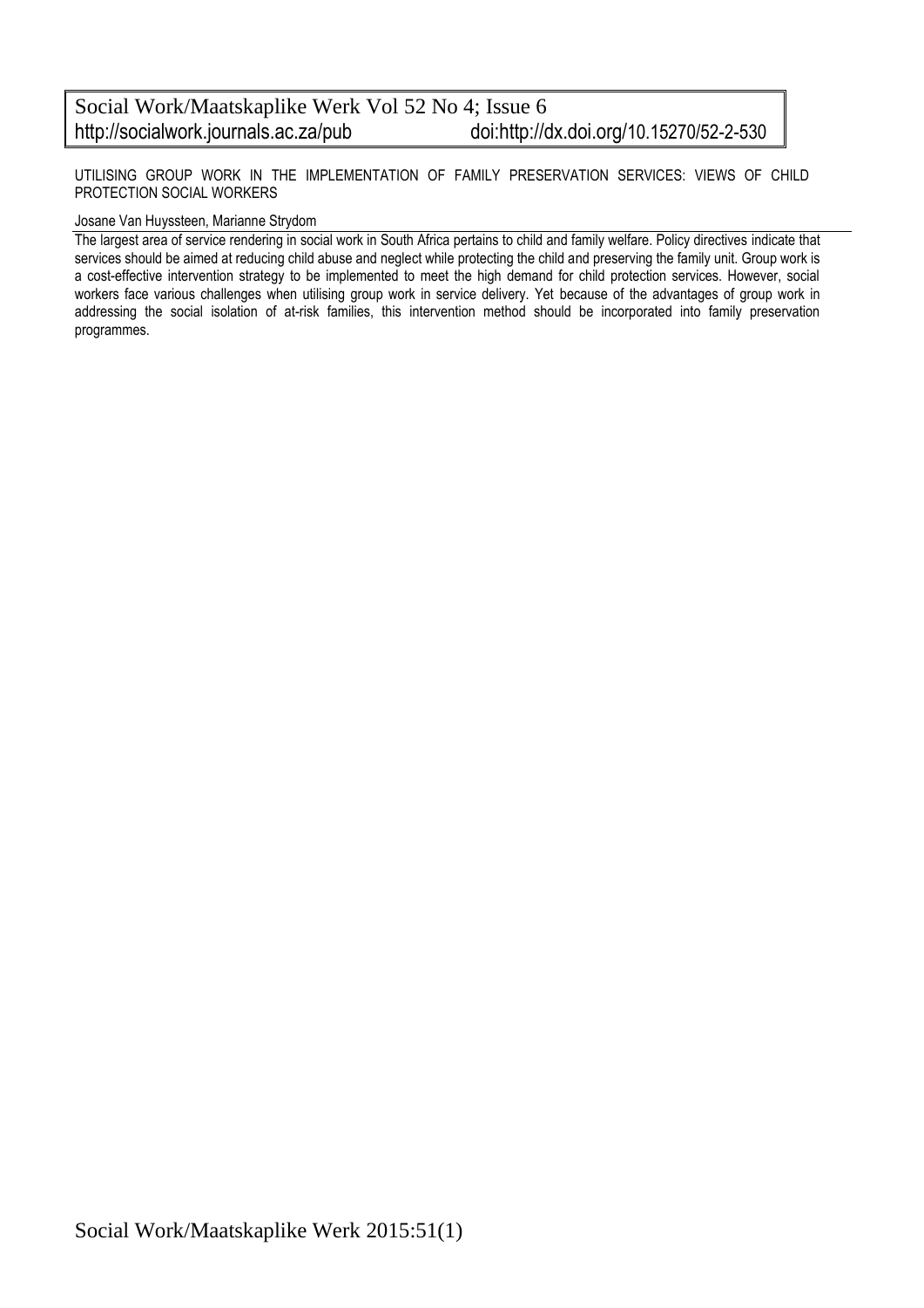Social Work/Maatskaplike Werk Vol 52 No 4; Issue 6
http://socialwork.journals.ac.za/pub doi:http://dx.doi.org/10.15270/52-2-530

# UTILISING GROUP WORK IN THE IMPLEMENTATION OF FAMILY PRESERVATION SERVICES: VIEWS OF CHILD PROTECTION SOCIAL WORKERS

Josane Van Huyssteen, Marianne Strydom

The largest area of service rendering in social work in South Africa pertains to child and family welfare. Policy directives indicate that services should be aimed at reducing child abuse and neglect while protecting the child and preserving the family unit. Group work is a cost-effective intervention strategy to be implemented to meet the high demand for child protection services. However, social workers face various challenges when utilising group work in service delivery. Yet because of the advantages of group work in addressing the social isolation of at-risk families, this intervention method should be incorporated into family preservation programmes.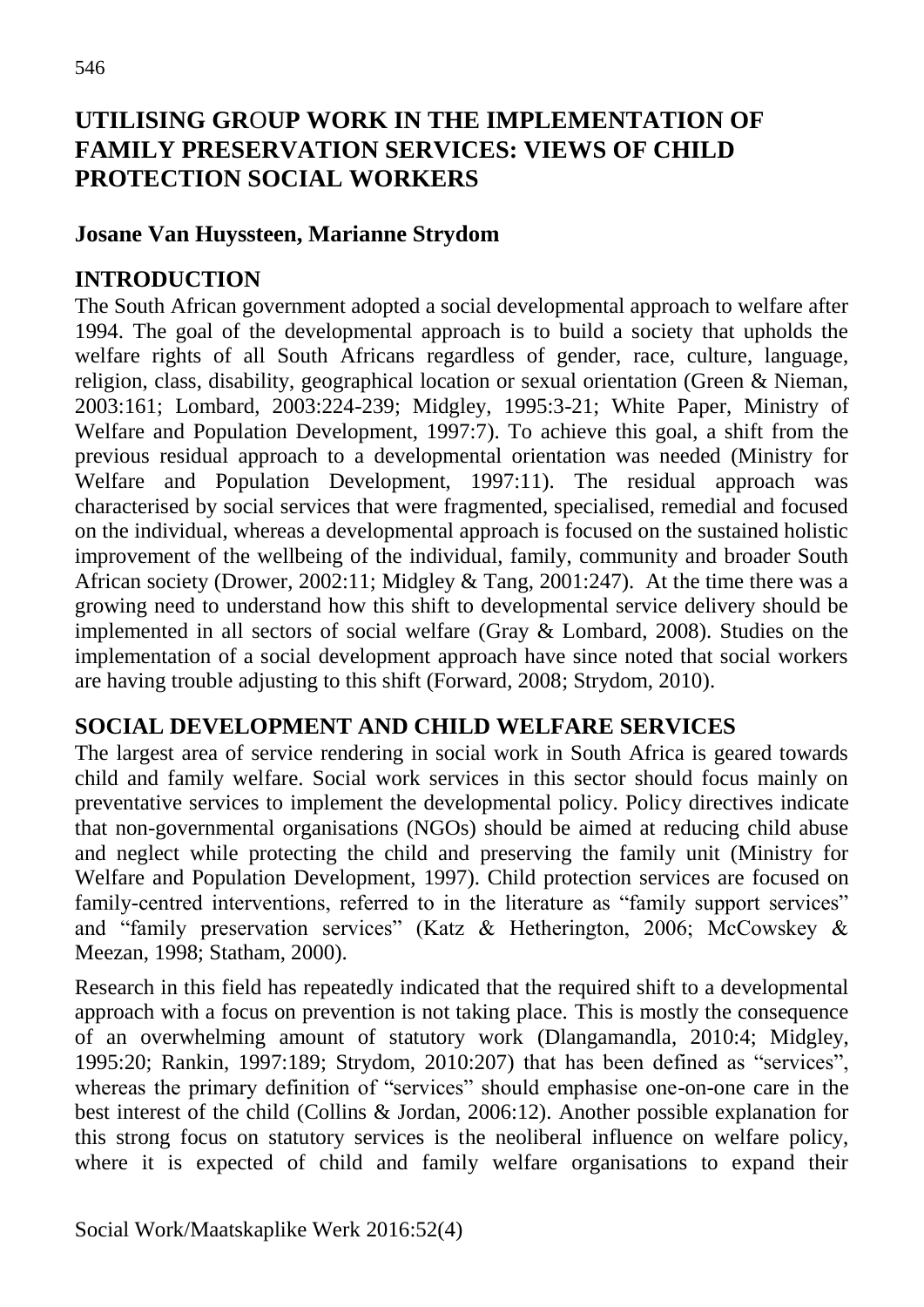# UTILISING GROUP WORK IN THE IMPLEMENTATION OF FAMILY PRESERVATION SERVICES: VIEWS OF CHILD PROTECTION SOCIAL WORKERS

**Josane Van Huyssteen, Marianne Strydom**

## INTRODUCTION

The South African government adopted a social developmental approach to welfare after 1994. The goal of the developmental approach is to build a society that upholds the welfare rights of all South Africans regardless of gender, race, culture, language, religion, class, disability, geographical location or sexual orientation (Green & Nieman, 2003:161; Lombard, 2003:224-239; Midgley, 1995:3-21; White Paper, Ministry of Welfare and Population Development, 1997:7). To achieve this goal, a shift from the previous residual approach to a developmental orientation was needed (Ministry for Welfare and Population Development, 1997:11). The residual approach was characterised by social services that were fragmented, specialised, remedial and focused on the individual, whereas a developmental approach is focused on the sustained holistic improvement of the wellbeing of the individual, family, community and broader South African society (Drower, 2002:11; Midgley & Tang, 2001:247). At the time there was a growing need to understand how this shift to developmental service delivery should be implemented in all sectors of social welfare (Gray & Lombard, 2008). Studies on the implementation of a social development approach have since noted that social workers are having trouble adjusting to this shift (Forward, 2008; Strydom, 2010).

## SOCIAL DEVELOPMENT AND CHILD WELFARE SERVICES

The largest area of service rendering in social work in South Africa is geared towards child and family welfare. Social work services in this sector should focus mainly on preventative services to implement the developmental policy. Policy directives indicate that non-governmental organisations (NGOs) should be aimed at reducing child abuse and neglect while protecting the child and preserving the family unit (Ministry for Welfare and Population Development, 1997). Child protection services are focused on family-centred interventions, referred to in the literature as "family support services" and "family preservation services" (Katz & Hetherington, 2006; McCowskey & Meezan, 1998; Statham, 2000).

Research in this field has repeatedly indicated that the required shift to a developmental approach with a focus on prevention is not taking place. This is mostly the consequence of an overwhelming amount of statutory work (Dlangamandla, 2010:4; Midgley, 1995:20; Rankin, 1997:189; Strydom, 2010:207) that has been defined as "services", whereas the primary definition of "services" should emphasise one-on-one care in the best interest of the child (Collins & Jordan, 2006:12). Another possible explanation for this strong focus on statutory services is the neoliberal influence on welfare policy, where it is expected of child and family welfare organisations to expand their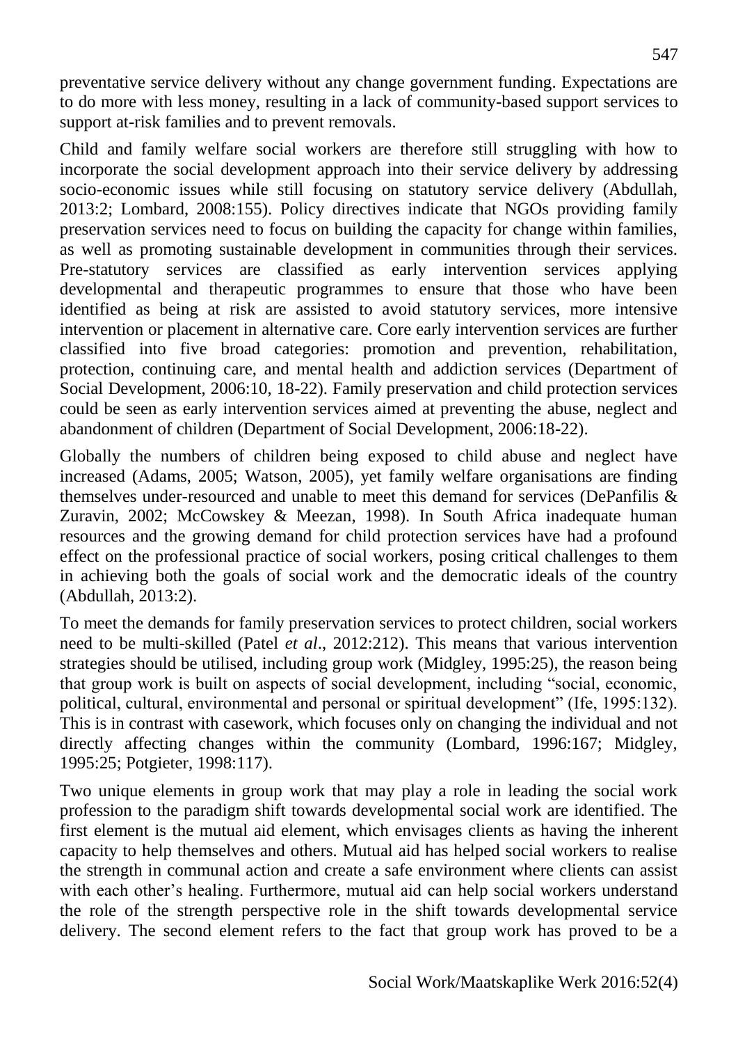preventative service delivery without any change government funding. Expectations are to do more with less money, resulting in a lack of community-based support services to support at-risk families and to prevent removals.

Child and family welfare social workers are therefore still struggling with how to incorporate the social development approach into their service delivery by addressing socio-economic issues while still focusing on statutory service delivery (Abdullah, 2013:2; Lombard, 2008:155). Policy directives indicate that NGOs providing family preservation services need to focus on building the capacity for change within families, as well as promoting sustainable development in communities through their services. Pre-statutory services are classified as early intervention services applying developmental and therapeutic programmes to ensure that those who have been identified as being at risk are assisted to avoid statutory services, more intensive intervention or placement in alternative care. Core early intervention services are further classified into five broad categories: promotion and prevention, rehabilitation, protection, continuing care, and mental health and addiction services (Department of Social Development, 2006:10, 18-22). Family preservation and child protection services could be seen as early intervention services aimed at preventing the abuse, neglect and abandonment of children (Department of Social Development, 2006:18-22).

Globally the numbers of children being exposed to child abuse and neglect have increased (Adams, 2005; Watson, 2005), yet family welfare organisations are finding themselves under-resourced and unable to meet this demand for services (DePanfilis & Zuravin, 2002; McCowskey & Meezan, 1998). In South Africa inadequate human resources and the growing demand for child protection services have had a profound effect on the professional practice of social workers, posing critical challenges to them in achieving both the goals of social work and the democratic ideals of the country (Abdullah, 2013:2).

To meet the demands for family preservation services to protect children, social workers need to be multi-skilled (Patel *et al*., 2012:212). This means that various intervention strategies should be utilised, including group work (Midgley, 1995:25), the reason being that group work is built on aspects of social development, including "social, economic, political, cultural, environmental and personal or spiritual development" (Ife, 1995:132). This is in contrast with casework, which focuses only on changing the individual and not directly affecting changes within the community (Lombard, 1996:167; Midgley, 1995:25; Potgieter, 1998:117).

Two unique elements in group work that may play a role in leading the social work profession to the paradigm shift towards developmental social work are identified. The first element is the mutual aid element, which envisages clients as having the inherent capacity to help themselves and others. Mutual aid has helped social workers to realise the strength in communal action and create a safe environment where clients can assist with each other's healing. Furthermore, mutual aid can help social workers understand the role of the strength perspective role in the shift towards developmental service delivery. The second element refers to the fact that group work has proved to be a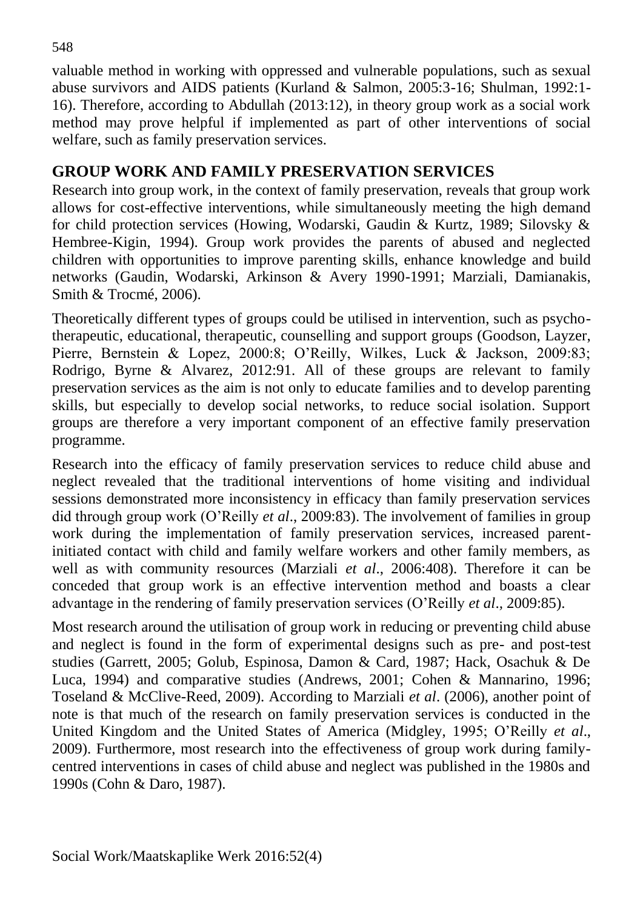valuable method in working with oppressed and vulnerable populations, such as sexual abuse survivors and AIDS patients (Kurland & Salmon, 2005:3-16; Shulman, 1992:1-16). Therefore, according to Abdullah (2013:12), in theory group work as a social work method may prove helpful if implemented as part of other interventions of social welfare, such as family preservation services.

## GROUP WORK AND FAMILY PRESERVATION SERVICES

Research into group work, in the context of family preservation, reveals that group work allows for cost-effective interventions, while simultaneously meeting the high demand for child protection services (Howing, Wodarski, Gaudin & Kurtz, 1989; Silovsky & Hembree-Kigin, 1994). Group work provides the parents of abused and neglected children with opportunities to improve parenting skills, enhance knowledge and build networks (Gaudin, Wodarski, Arkinson & Avery 1990-1991; Marziali, Damianakis, Smith & Trocmé, 2006).

Theoretically different types of groups could be utilised in intervention, such as psycho-therapeutic, educational, therapeutic, counselling and support groups (Goodson, Layzer, Pierre, Bernstein & Lopez, 2000:8; O'Reilly, Wilkes, Luck & Jackson, 2009:83; Rodrigo, Byrne & Alvarez, 2012:91. All of these groups are relevant to family preservation services as the aim is not only to educate families and to develop parenting skills, but especially to develop social networks, to reduce social isolation. Support groups are therefore a very important component of an effective family preservation programme.

Research into the efficacy of family preservation services to reduce child abuse and neglect revealed that the traditional interventions of home visiting and individual sessions demonstrated more inconsistency in efficacy than family preservation services did through group work (O'Reilly *et al*., 2009:83). The involvement of families in group work during the implementation of family preservation services, increased parent-initiated contact with child and family welfare workers and other family members, as well as with community resources (Marziali *et al*., 2006:408). Therefore it can be conceded that group work is an effective intervention method and boasts a clear advantage in the rendering of family preservation services (O'Reilly *et al*., 2009:85).

Most research around the utilisation of group work in reducing or preventing child abuse and neglect is found in the form of experimental designs such as pre- and post-test studies (Garrett, 2005; Golub, Espinosa, Damon & Card, 1987; Hack, Osachuk & De Luca, 1994) and comparative studies (Andrews, 2001; Cohen & Mannarino, 1996; Toseland & McClive-Reed, 2009). According to Marziali *et al*. (2006), another point of note is that much of the research on family preservation services is conducted in the United Kingdom and the United States of America (Midgley, 1995; O'Reilly *et al*., 2009). Furthermore, most research into the effectiveness of group work during family-centred interventions in cases of child abuse and neglect was published in the 1980s and 1990s (Cohn & Daro, 1987).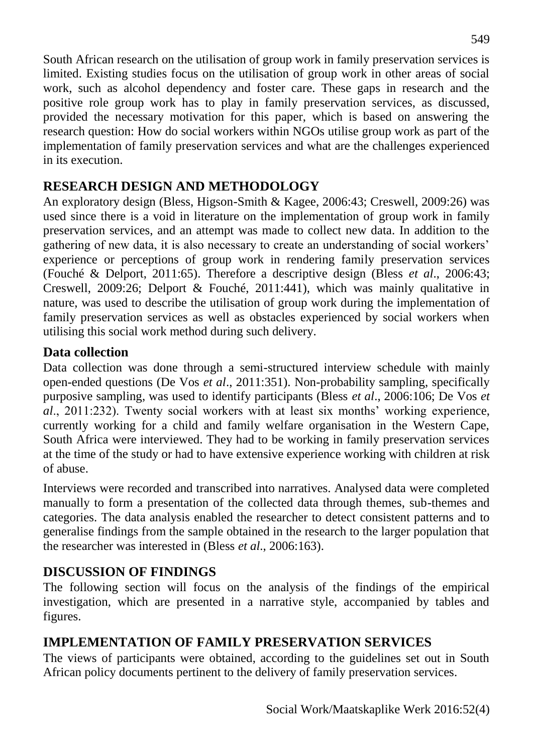South African research on the utilisation of group work in family preservation services is limited. Existing studies focus on the utilisation of group work in other areas of social work, such as alcohol dependency and foster care. These gaps in research and the positive role group work has to play in family preservation services, as discussed, provided the necessary motivation for this paper, which is based on answering the research question: How do social workers within NGOs utilise group work as part of the implementation of family preservation services and what are the challenges experienced in its execution.

## RESEARCH DESIGN AND METHODOLOGY

An exploratory design (Bless, Higson-Smith & Kagee, 2006:43; Creswell, 2009:26) was used since there is a void in literature on the implementation of group work in family preservation services, and an attempt was made to collect new data. In addition to the gathering of new data, it is also necessary to create an understanding of social workers' experience or perceptions of group work in rendering family preservation services (Fouché & Delport, 2011:65). Therefore a descriptive design (Bless *et al*., 2006:43; Creswell, 2009:26; Delport & Fouché, 2011:441), which was mainly qualitative in nature, was used to describe the utilisation of group work during the implementation of family preservation services as well as obstacles experienced by social workers when utilising this social work method during such delivery.

### Data collection

Data collection was done through a semi-structured interview schedule with mainly open-ended questions (De Vos *et al*., 2011:351). Non-probability sampling, specifically purposive sampling, was used to identify participants (Bless *et al*., 2006:106; De Vos *et al*., 2011:232). Twenty social workers with at least six months' working experience, currently working for a child and family welfare organisation in the Western Cape, South Africa were interviewed. They had to be working in family preservation services at the time of the study or had to have extensive experience working with children at risk of abuse.

Interviews were recorded and transcribed into narratives. Analysed data were completed manually to form a presentation of the collected data through themes, sub-themes and categories. The data analysis enabled the researcher to detect consistent patterns and to generalise findings from the sample obtained in the research to the larger population that the researcher was interested in (Bless *et al*., 2006:163).

## DISCUSSION OF FINDINGS

The following section will focus on the analysis of the findings of the empirical investigation, which are presented in a narrative style, accompanied by tables and figures.

## IMPLEMENTATION OF FAMILY PRESERVATION SERVICES

The views of participants were obtained, according to the guidelines set out in South African policy documents pertinent to the delivery of family preservation services.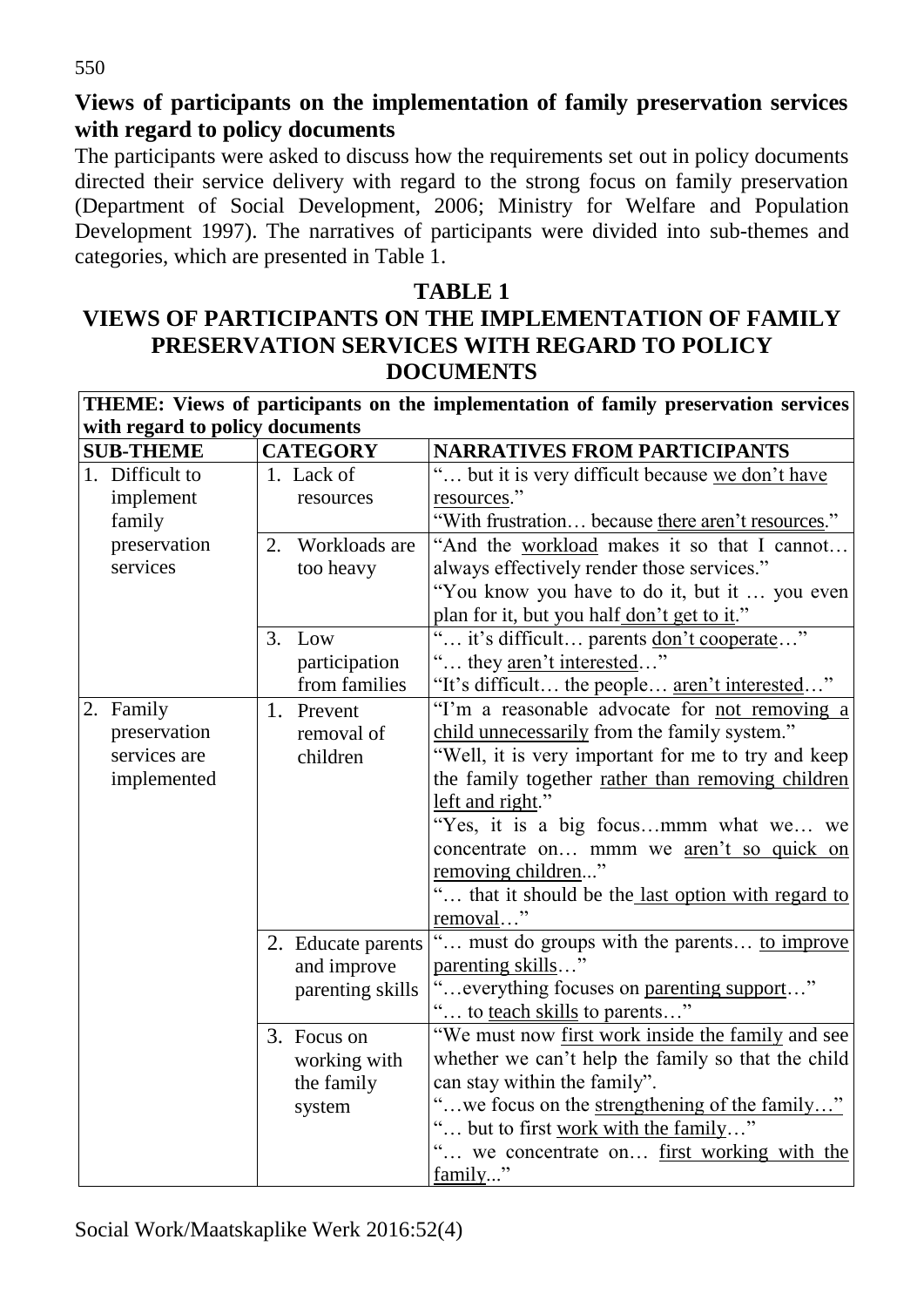## Views of participants on the implementation of family preservation services with regard to policy documents

The participants were asked to discuss how the requirements set out in policy documents directed their service delivery with regard to the strong focus on family preservation (Department of Social Development, 2006; Ministry for Welfare and Population Development 1997). The narratives of participants were divided into sub-themes and categories, which are presented in Table 1.

**TABLE 1**
**VIEWS OF PARTICIPANTS ON THE IMPLEMENTATION OF FAMILY PRESERVATION SERVICES WITH REGARD TO POLICY DOCUMENTS**

| **THEME: Views of participants on the implementation of family preservation services with regard to policy documents** | | |
|---|---|---|
| **SUB-THEME** | **CATEGORY** | **NARRATIVES FROM PARTICIPANTS** |
| 1. Difficult to implement family preservation services | 1. Lack of resources | "… but it is very difficult because we don't have resources." "With frustration… because there aren't resources." |
| | 2. Workloads are too heavy | "And the workload makes it so that I cannot… always effectively render those services." "You know you have to do it, but it … you even plan for it, but you half don't get to it." |
| | 3. Low participation from families | "… it's difficult… parents don't cooperate…" "… they aren't interested…" "It's difficult… the people… aren't interested…" |
| 2. Family preservation services are implemented | 1. Prevent removal of children | "I'm a reasonable advocate for not removing a child unnecessarily from the family system." "Well, it is very important for me to try and keep the family together rather than removing children left and right." "Yes, it is a big focus…mmm what we… we concentrate on… mmm we aren't so quick on removing children..." "… that it should be the last option with regard to removal…" |
| | 2. Educate parents and improve parenting skills | "… must do groups with the parents… to improve parenting skills…" "…everything focuses on parenting support…" "… to teach skills to parents…" |
| | 3. Focus on working with the family system | "We must now first work inside the family and see whether we can't help the family so that the child can stay within the family". "…we focus on the strengthening of the family…" "… but to first work with the family…" "… we concentrate on… first working with the family..." |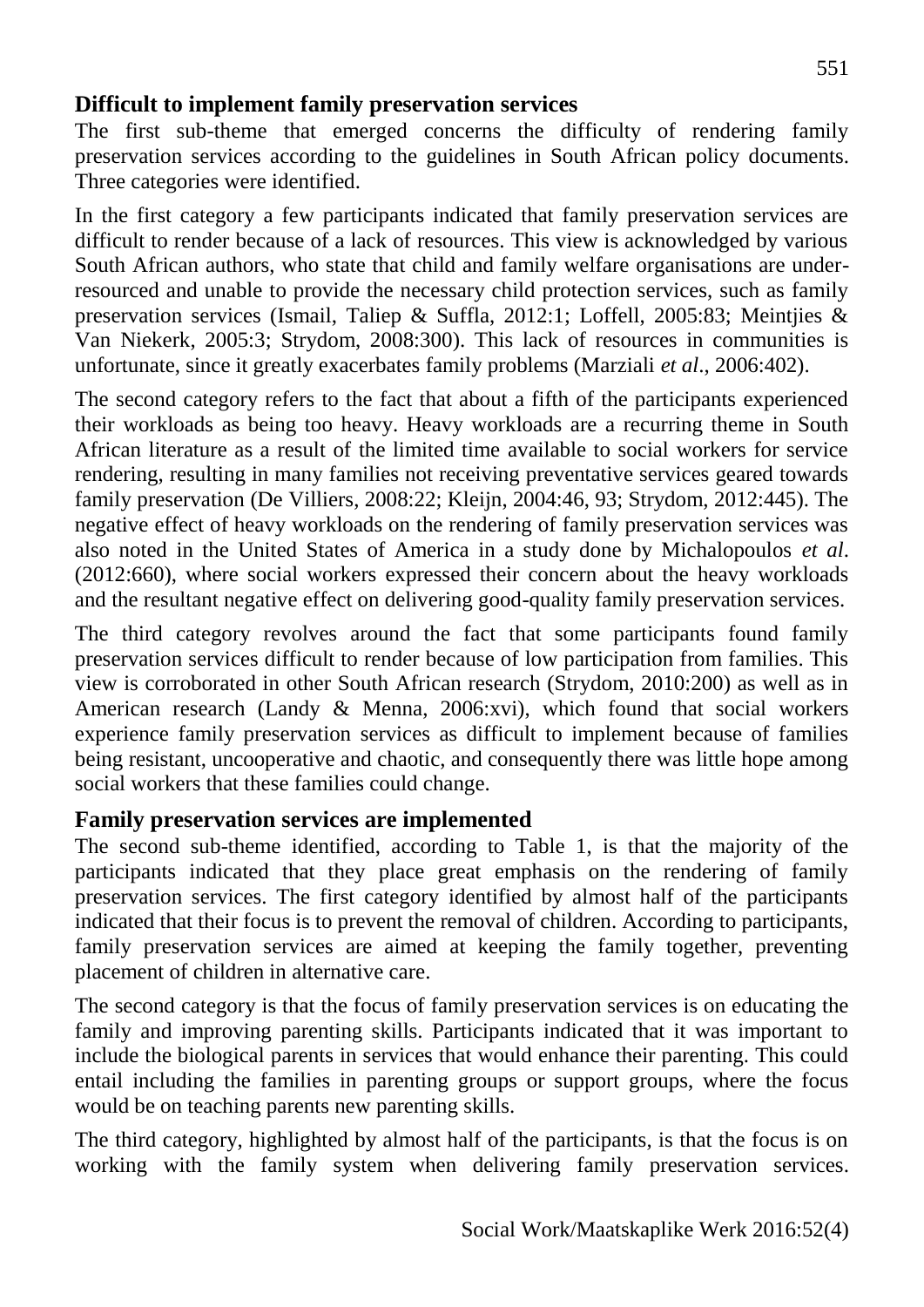### Difficult to implement family preservation services

The first sub-theme that emerged concerns the difficulty of rendering family preservation services according to the guidelines in South African policy documents. Three categories were identified.

In the first category a few participants indicated that family preservation services are difficult to render because of a lack of resources. This view is acknowledged by various South African authors, who state that child and family welfare organisations are under-resourced and unable to provide the necessary child protection services, such as family preservation services (Ismail, Taliep & Suffla, 2012:1; Loffell, 2005:83; Meintjies & Van Niekerk, 2005:3; Strydom, 2008:300). This lack of resources in communities is unfortunate, since it greatly exacerbates family problems (Marziali *et al*., 2006:402).

The second category refers to the fact that about a fifth of the participants experienced their workloads as being too heavy. Heavy workloads are a recurring theme in South African literature as a result of the limited time available to social workers for service rendering, resulting in many families not receiving preventative services geared towards family preservation (De Villiers, 2008:22; Kleijn, 2004:46, 93; Strydom, 2012:445). The negative effect of heavy workloads on the rendering of family preservation services was also noted in the United States of America in a study done by Michalopoulos *et al*. (2012:660), where social workers expressed their concern about the heavy workloads and the resultant negative effect on delivering good-quality family preservation services.

The third category revolves around the fact that some participants found family preservation services difficult to render because of low participation from families. This view is corroborated in other South African research (Strydom, 2010:200) as well as in American research (Landy & Menna, 2006:xvi), which found that social workers experience family preservation services as difficult to implement because of families being resistant, uncooperative and chaotic, and consequently there was little hope among social workers that these families could change.

### Family preservation services are implemented

The second sub-theme identified, according to Table 1, is that the majority of the participants indicated that they place great emphasis on the rendering of family preservation services. The first category identified by almost half of the participants indicated that their focus is to prevent the removal of children. According to participants, family preservation services are aimed at keeping the family together, preventing placement of children in alternative care.

The second category is that the focus of family preservation services is on educating the family and improving parenting skills. Participants indicated that it was important to include the biological parents in services that would enhance their parenting. This could entail including the families in parenting groups or support groups, where the focus would be on teaching parents new parenting skills.

The third category, highlighted by almost half of the participants, is that the focus is on working with the family system when delivering family preservation services.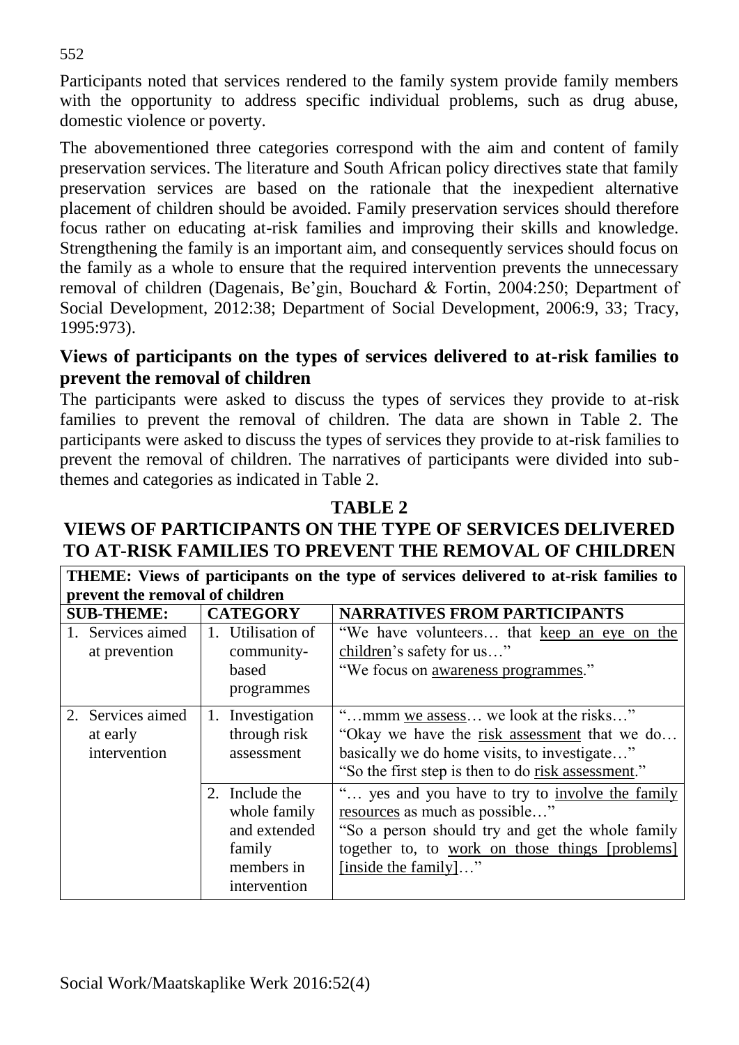Participants noted that services rendered to the family system provide family members with the opportunity to address specific individual problems, such as drug abuse, domestic violence or poverty.

The abovementioned three categories correspond with the aim and content of family preservation services. The literature and South African policy directives state that family preservation services are based on the rationale that the inexpedient alternative placement of children should be avoided. Family preservation services should therefore focus rather on educating at-risk families and improving their skills and knowledge. Strengthening the family is an important aim, and consequently services should focus on the family as a whole to ensure that the required intervention prevents the unnecessary removal of children (Dagenais, Be'gin, Bouchard & Fortin, 2004:250; Department of Social Development, 2012:38; Department of Social Development, 2006:9, 33; Tracy, 1995:973).

### Views of participants on the types of services delivered to at-risk families to prevent the removal of children

The participants were asked to discuss the types of services they provide to at-risk families to prevent the removal of children. The data are shown in Table 2. The participants were asked to discuss the types of services they provide to at-risk families to prevent the removal of children. The narratives of participants were divided into sub-themes and categories as indicated in Table 2.

**TABLE 2**

**VIEWS OF PARTICIPANTS ON THE TYPE OF SERVICES DELIVERED TO AT-RISK FAMILIES TO PREVENT THE REMOVAL OF CHILDREN**

| **THEME: Views of participants on the type of services delivered to at-risk families to prevent the removal of children** | | |
|---|---|---|
| **SUB-THEME:** | **CATEGORY** | **NARRATIVES FROM PARTICIPANTS** |
| 1. Services aimed at prevention | 1. Utilisation of community-based programmes | "We have volunteers… that keep an eye on the children's safety for us…"<br>"We focus on awareness programmes." |
| 2. Services aimed at early intervention | 1. Investigation through risk assessment | "…mmm we assess… we look at the risks…"<br>"Okay we have the risk assessment that we do… basically we do home visits, to investigate…"<br>"So the first step is then to do risk assessment." |
| | 2. Include the whole family and extended family members in intervention | "… yes and you have to try to involve the family resources as much as possible…"<br>"So a person should try and get the whole family together to, to work on those things [problems] [inside the family]…" |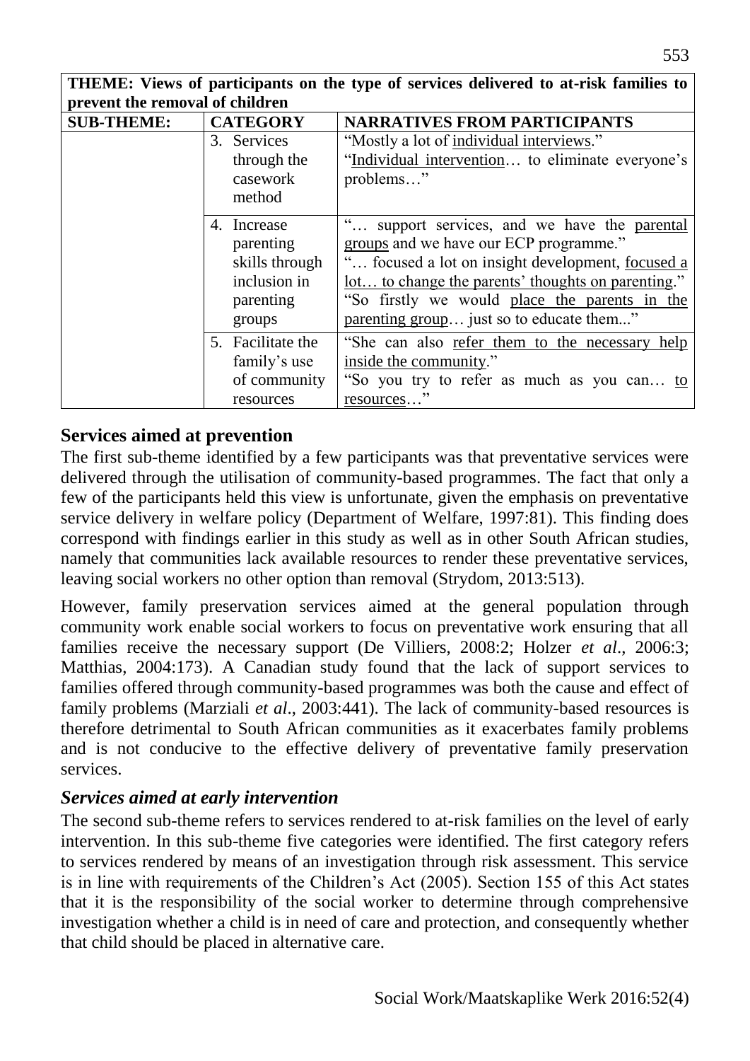| THEME: Views of participants on the type of services delivered to at-risk families to prevent the removal of children | | |
|---|---|---|
| **SUB-THEME:** | **CATEGORY** | **NARRATIVES FROM PARTICIPANTS** |
| | 3. Services through the casework method | "Mostly a lot of individual interviews." "Individual intervention… to eliminate everyone's problems…" |
| | 4. Increase parenting skills through inclusion in parenting groups | "… support services, and we have the parental groups and we have our ECP programme." "… focused a lot on insight development, focused a lot… to change the parents' thoughts on parenting." "So firstly we would place the parents in the parenting group… just so to educate them..." |
| | 5. Facilitate the family's use of community resources | "She can also refer them to the necessary help inside the community." "So you try to refer as much as you can… to resources…" |

## Services aimed at prevention

The first sub-theme identified by a few participants was that preventative services were delivered through the utilisation of community-based programmes. The fact that only a few of the participants held this view is unfortunate, given the emphasis on preventative service delivery in welfare policy (Department of Welfare, 1997:81). This finding does correspond with findings earlier in this study as well as in other South African studies, namely that communities lack available resources to render these preventative services, leaving social workers no other option than removal (Strydom, 2013:513).

However, family preservation services aimed at the general population through community work enable social workers to focus on preventative work ensuring that all families receive the necessary support (De Villiers, 2008:2; Holzer *et al*., 2006:3; Matthias, 2004:173). A Canadian study found that the lack of support services to families offered through community-based programmes was both the cause and effect of family problems (Marziali *et al*., 2003:441). The lack of community-based resources is therefore detrimental to South African communities as it exacerbates family problems and is not conducive to the effective delivery of preventative family preservation services.

### *Services aimed at early intervention*

The second sub-theme refers to services rendered to at-risk families on the level of early intervention. In this sub-theme five categories were identified. The first category refers to services rendered by means of an investigation through risk assessment. This service is in line with requirements of the Children's Act (2005). Section 155 of this Act states that it is the responsibility of the social worker to determine through comprehensive investigation whether a child is in need of care and protection, and consequently whether that child should be placed in alternative care.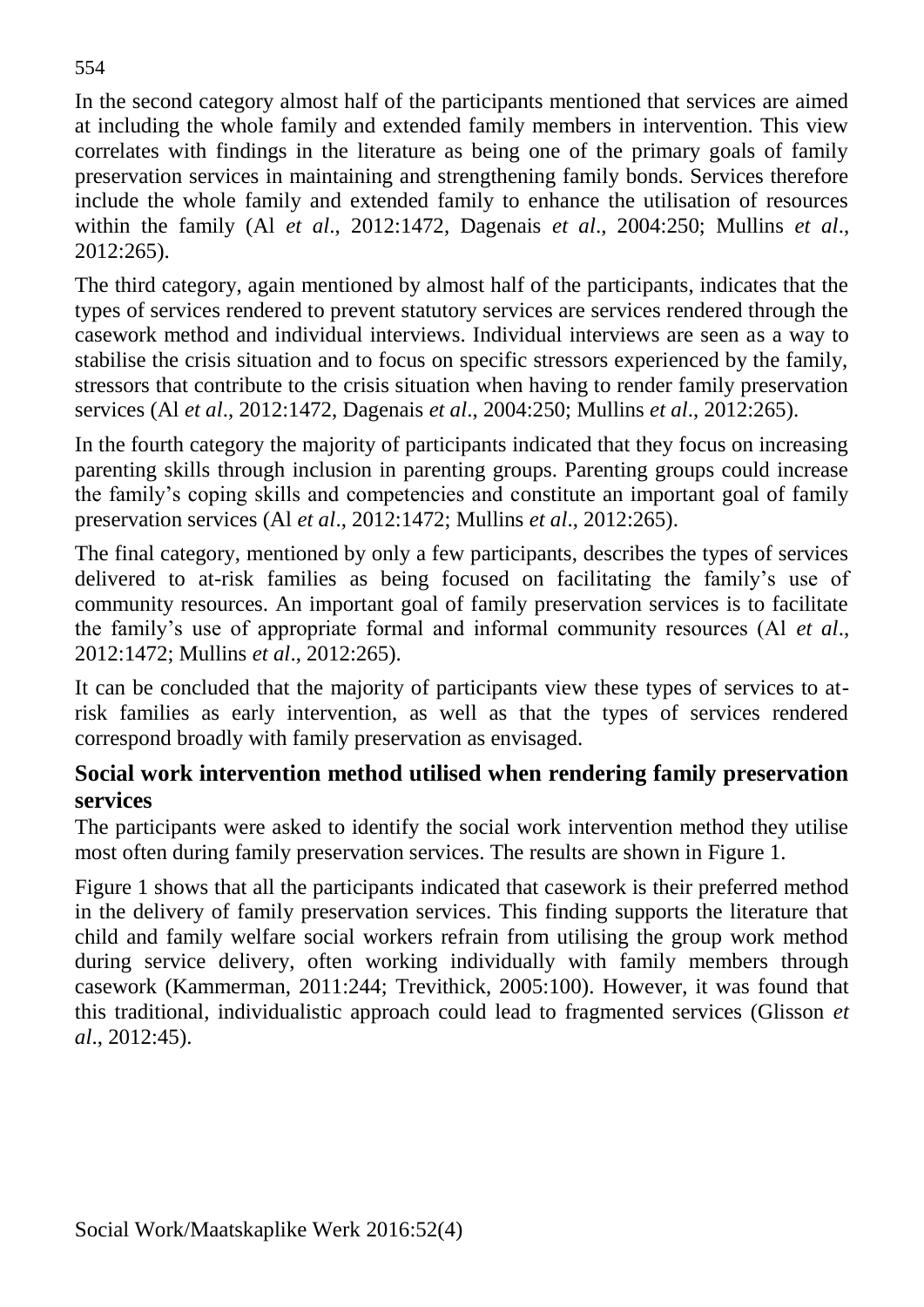In the second category almost half of the participants mentioned that services are aimed at including the whole family and extended family members in intervention. This view correlates with findings in the literature as being one of the primary goals of family preservation services in maintaining and strengthening family bonds. Services therefore include the whole family and extended family to enhance the utilisation of resources within the family (Al *et al*., 2012:1472, Dagenais *et al*., 2004:250; Mullins *et al*., 2012:265).

The third category, again mentioned by almost half of the participants, indicates that the types of services rendered to prevent statutory services are services rendered through the casework method and individual interviews. Individual interviews are seen as a way to stabilise the crisis situation and to focus on specific stressors experienced by the family, stressors that contribute to the crisis situation when having to render family preservation services (Al *et al*., 2012:1472, Dagenais *et al*., 2004:250; Mullins *et al*., 2012:265).

In the fourth category the majority of participants indicated that they focus on increasing parenting skills through inclusion in parenting groups. Parenting groups could increase the family's coping skills and competencies and constitute an important goal of family preservation services (Al *et al*., 2012:1472; Mullins *et al*., 2012:265).

The final category, mentioned by only a few participants, describes the types of services delivered to at-risk families as being focused on facilitating the family's use of community resources. An important goal of family preservation services is to facilitate the family's use of appropriate formal and informal community resources (Al *et al*., 2012:1472; Mullins *et al*., 2012:265).

It can be concluded that the majority of participants view these types of services to at-risk families as early intervention, as well as that the types of services rendered correspond broadly with family preservation as envisaged.

## Social work intervention method utilised when rendering family preservation services

The participants were asked to identify the social work intervention method they utilise most often during family preservation services. The results are shown in Figure 1.

Figure 1 shows that all the participants indicated that casework is their preferred method in the delivery of family preservation services. This finding supports the literature that child and family welfare social workers refrain from utilising the group work method during service delivery, often working individually with family members through casework (Kammerman, 2011:244; Trevithick, 2005:100). However, it was found that this traditional, individualistic approach could lead to fragmented services (Glisson *et al*., 2012:45).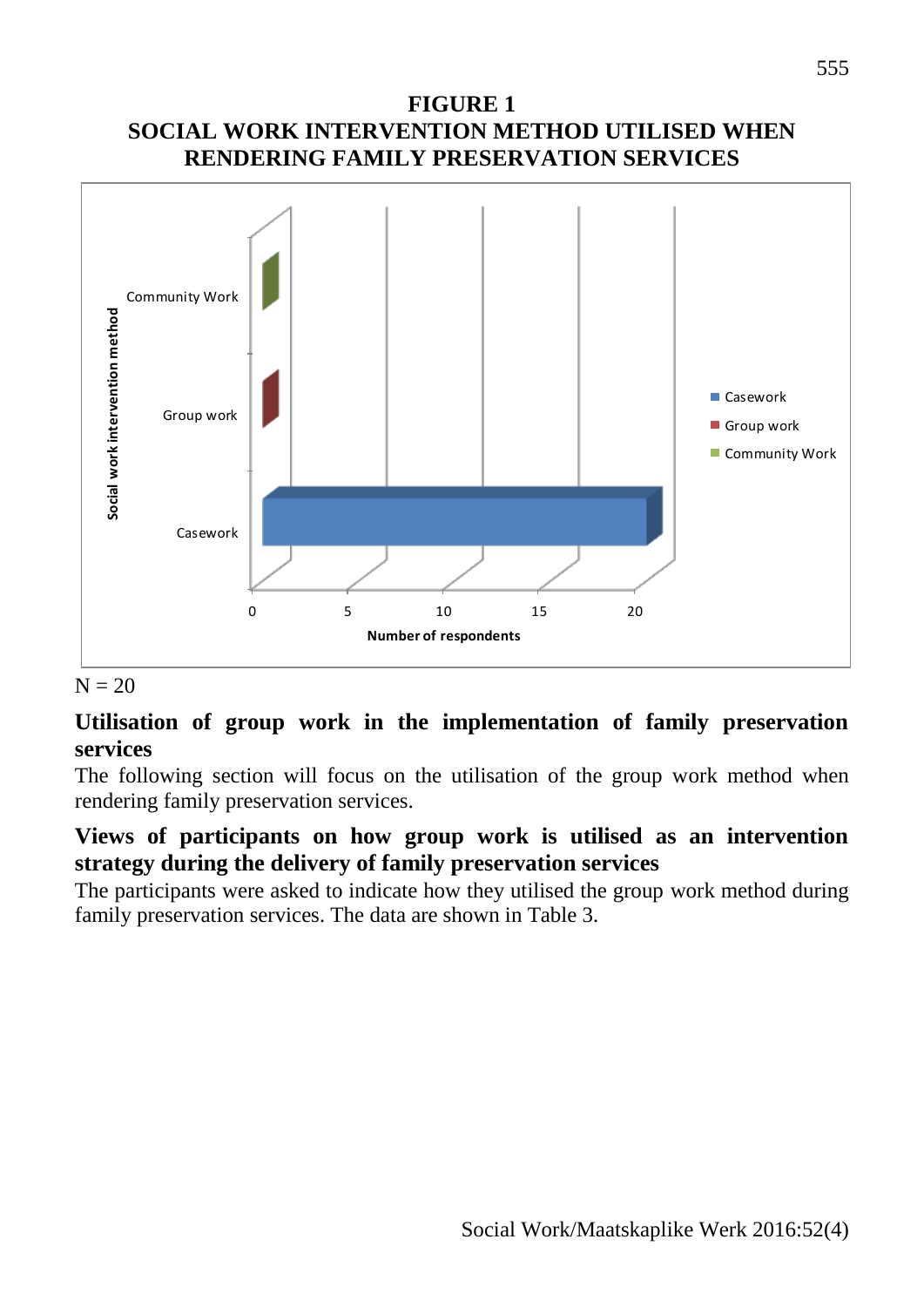**FIGURE 1**
**SOCIAL WORK INTERVENTION METHOD UTILISED WHEN RENDERING FAMILY PRESERVATION SERVICES**

N = 20

### Utilisation of group work in the implementation of family preservation services

The following section will focus on the utilisation of the group work method when rendering family preservation services.

### Views of participants on how group work is utilised as an intervention strategy during the delivery of family preservation services

The participants were asked to indicate how they utilised the group work method during family preservation services. The data are shown in Table 3.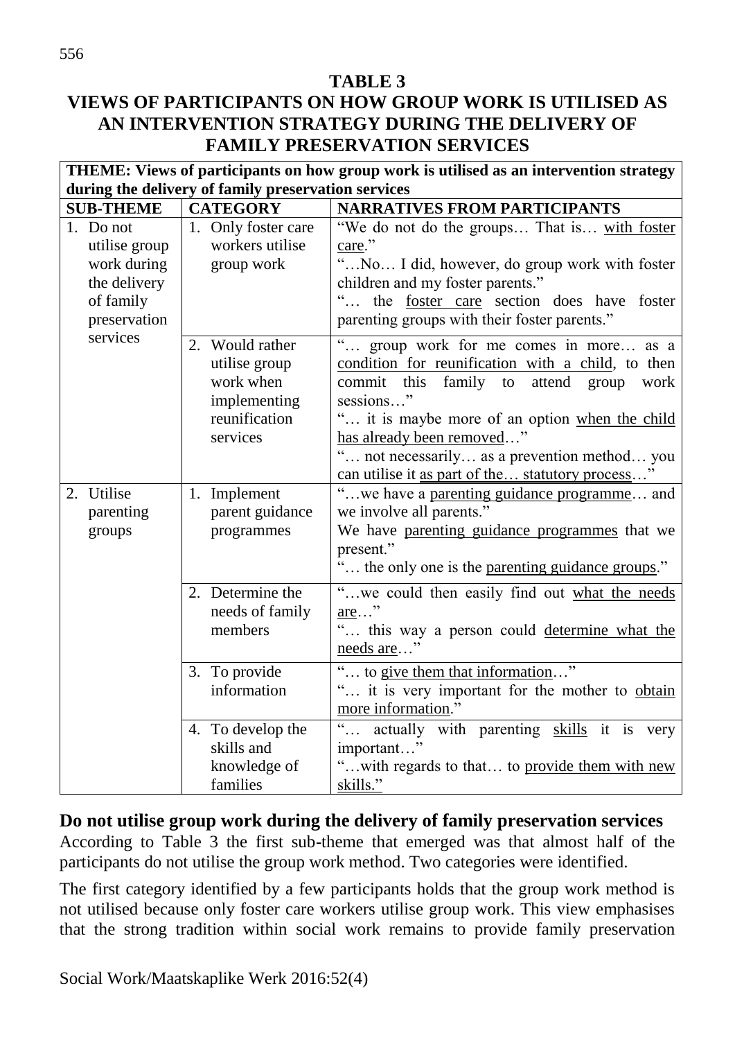## TABLE 3
## VIEWS OF PARTICIPANTS ON HOW GROUP WORK IS UTILISED AS AN INTERVENTION STRATEGY DURING THE DELIVERY OF FAMILY PRESERVATION SERVICES

| **THEME: Views of participants on how group work is utilised as an intervention strategy during the delivery of family preservation services** | | |
|---|---|---|
| **SUB-THEME** | **CATEGORY** | **NARRATIVES FROM PARTICIPANTS** |
| 1. Do not utilise group work during the delivery of family preservation services | 1. Only foster care workers utilise group work | "We do not do the groups… That is… with foster care." "…No… I did, however, do group work with foster children and my foster parents." "… the foster care section does have foster parenting groups with their foster parents." |
| | 2. Would rather utilise group work when implementing reunification services | "… group work for me comes in more… as a condition for reunification with a child, to then commit this family to attend group work sessions…" "… it is maybe more of an option when the child has already been removed…" "… not necessarily… as a prevention method… you can utilise it as part of the… statutory process…" |
| 2. Utilise parenting groups | 1. Implement parent guidance programmes | "…we have a parenting guidance programme… and we involve all parents." We have parenting guidance programmes that we present." "… the only one is the parenting guidance groups." |
| | 2. Determine the needs of family members | "…we could then easily find out what the needs are…" "… this way a person could determine what the needs are…" |
| | 3. To provide information | "… to give them that information…" "… it is very important for the mother to obtain more information." |
| | 4. To develop the skills and knowledge of families | "… actually with parenting skills it is very important…" "…with regards to that… to provide them with new skills." |

**Do not utilise group work during the delivery of family preservation services**

According to Table 3 the first sub-theme that emerged was that almost half of the participants do not utilise the group work method. Two categories were identified.

The first category identified by a few participants holds that the group work method is not utilised because only foster care workers utilise group work. This view emphasises that the strong tradition within social work remains to provide family preservation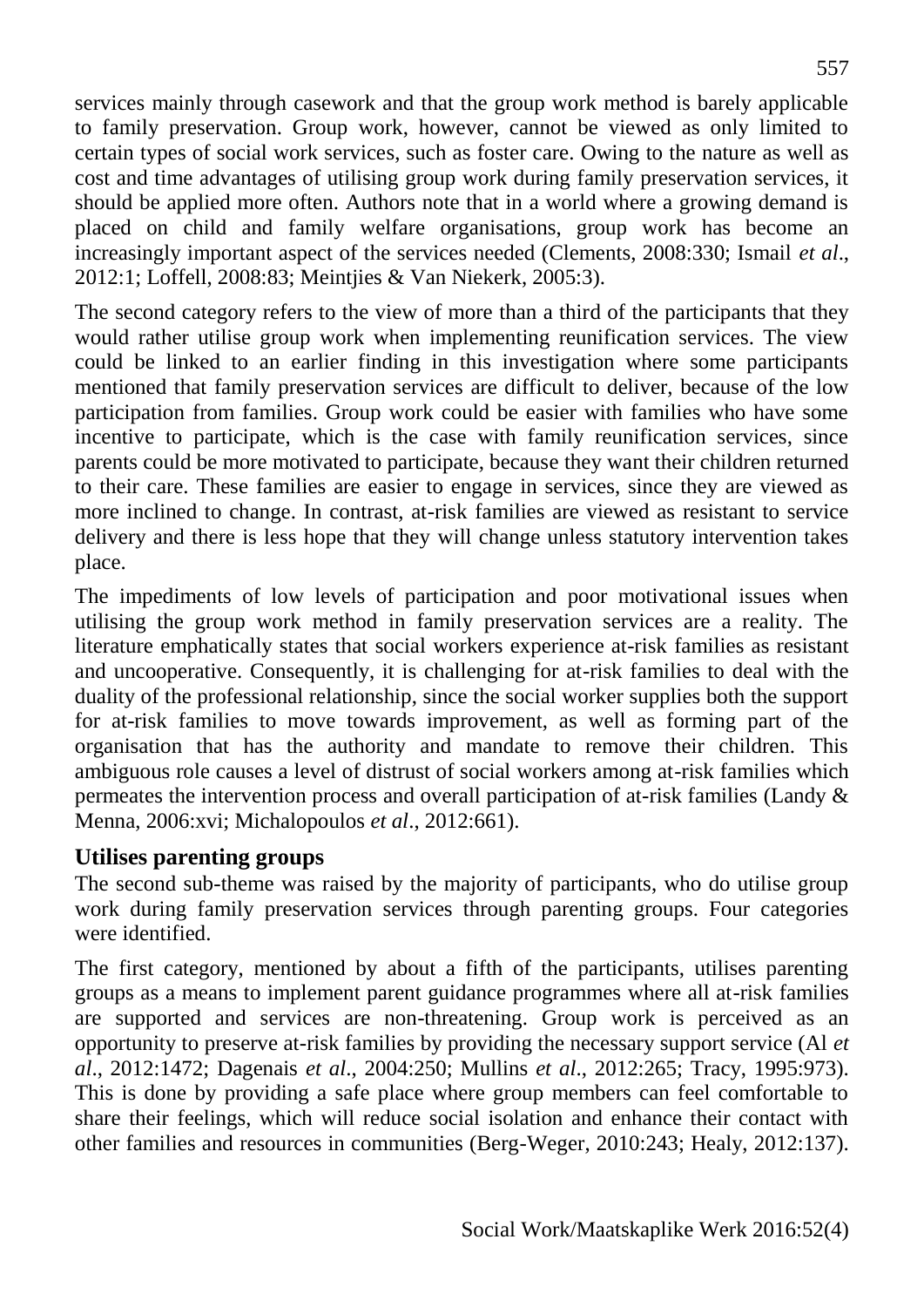services mainly through casework and that the group work method is barely applicable to family preservation. Group work, however, cannot be viewed as only limited to certain types of social work services, such as foster care. Owing to the nature as well as cost and time advantages of utilising group work during family preservation services, it should be applied more often. Authors note that in a world where a growing demand is placed on child and family welfare organisations, group work has become an increasingly important aspect of the services needed (Clements, 2008:330; Ismail *et al*., 2012:1; Loffell, 2008:83; Meintjies & Van Niekerk, 2005:3).

The second category refers to the view of more than a third of the participants that they would rather utilise group work when implementing reunification services. The view could be linked to an earlier finding in this investigation where some participants mentioned that family preservation services are difficult to deliver, because of the low participation from families. Group work could be easier with families who have some incentive to participate, which is the case with family reunification services, since parents could be more motivated to participate, because they want their children returned to their care. These families are easier to engage in services, since they are viewed as more inclined to change. In contrast, at-risk families are viewed as resistant to service delivery and there is less hope that they will change unless statutory intervention takes place.

The impediments of low levels of participation and poor motivational issues when utilising the group work method in family preservation services are a reality. The literature emphatically states that social workers experience at-risk families as resistant and uncooperative. Consequently, it is challenging for at-risk families to deal with the duality of the professional relationship, since the social worker supplies both the support for at-risk families to move towards improvement, as well as forming part of the organisation that has the authority and mandate to remove their children. This ambiguous role causes a level of distrust of social workers among at-risk families which permeates the intervention process and overall participation of at-risk families (Landy & Menna, 2006:xvi; Michalopoulos *et al*., 2012:661).

### Utilises parenting groups

The second sub-theme was raised by the majority of participants, who do utilise group work during family preservation services through parenting groups. Four categories were identified.

The first category, mentioned by about a fifth of the participants, utilises parenting groups as a means to implement parent guidance programmes where all at-risk families are supported and services are non-threatening. Group work is perceived as an opportunity to preserve at-risk families by providing the necessary support service (Al *et al*., 2012:1472; Dagenais *et al*., 2004:250; Mullins *et al*., 2012:265; Tracy, 1995:973). This is done by providing a safe place where group members can feel comfortable to share their feelings, which will reduce social isolation and enhance their contact with other families and resources in communities (Berg-Weger, 2010:243; Healy, 2012:137).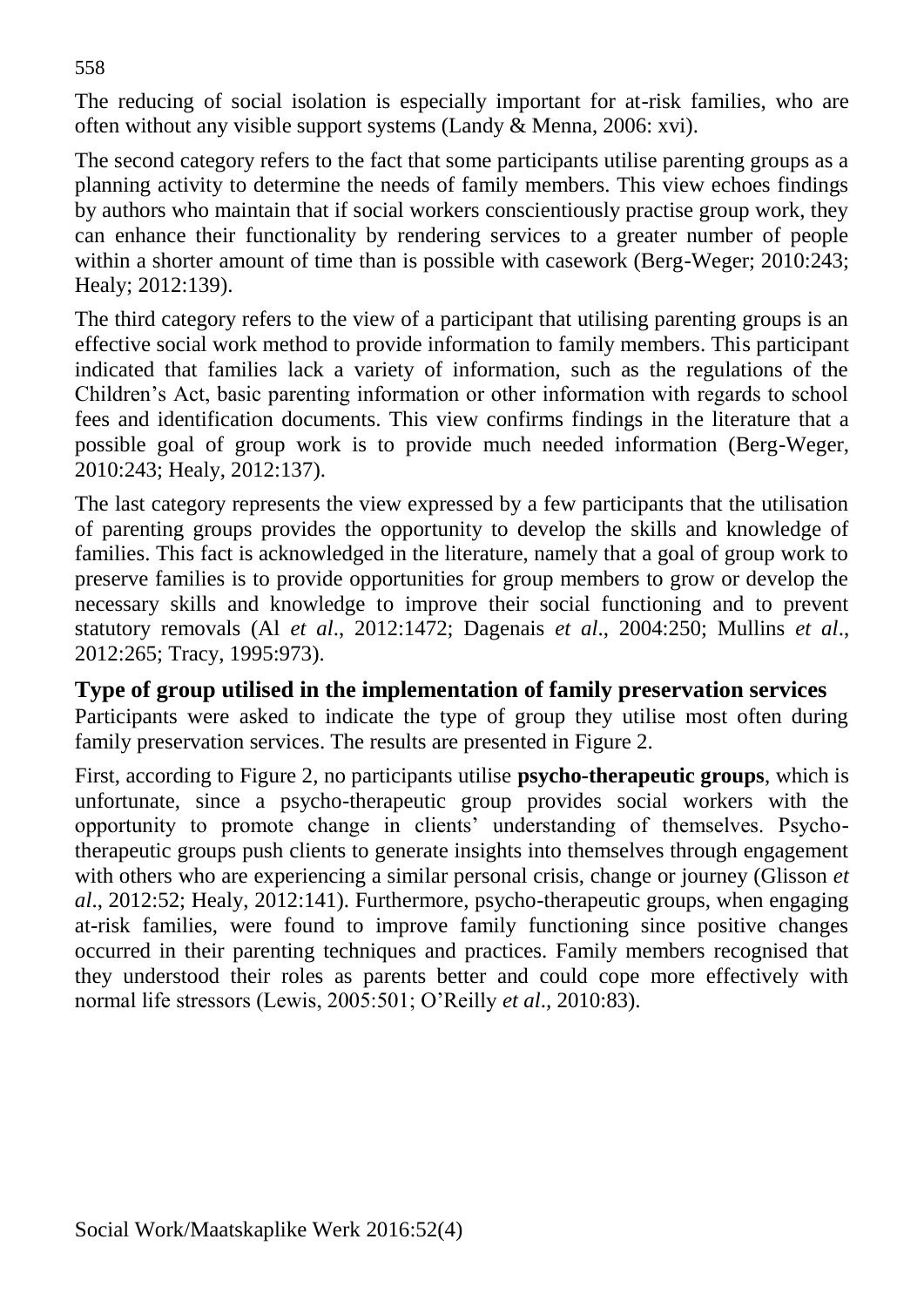The reducing of social isolation is especially important for at-risk families, who are often without any visible support systems (Landy & Menna, 2006: xvi).

The second category refers to the fact that some participants utilise parenting groups as a planning activity to determine the needs of family members. This view echoes findings by authors who maintain that if social workers conscientiously practise group work, they can enhance their functionality by rendering services to a greater number of people within a shorter amount of time than is possible with casework (Berg-Weger; 2010:243; Healy; 2012:139).

The third category refers to the view of a participant that utilising parenting groups is an effective social work method to provide information to family members. This participant indicated that families lack a variety of information, such as the regulations of the Children's Act, basic parenting information or other information with regards to school fees and identification documents. This view confirms findings in the literature that a possible goal of group work is to provide much needed information (Berg-Weger, 2010:243; Healy, 2012:137).

The last category represents the view expressed by a few participants that the utilisation of parenting groups provides the opportunity to develop the skills and knowledge of families. This fact is acknowledged in the literature, namely that a goal of group work to preserve families is to provide opportunities for group members to grow or develop the necessary skills and knowledge to improve their social functioning and to prevent statutory removals (Al *et al*., 2012:1472; Dagenais *et al*., 2004:250; Mullins *et al*., 2012:265; Tracy, 1995:973).

## Type of group utilised in the implementation of family preservation services

Participants were asked to indicate the type of group they utilise most often during family preservation services. The results are presented in Figure 2.

First, according to Figure 2, no participants utilise **psycho-therapeutic groups**, which is unfortunate, since a psycho-therapeutic group provides social workers with the opportunity to promote change in clients' understanding of themselves. Psycho-therapeutic groups push clients to generate insights into themselves through engagement with others who are experiencing a similar personal crisis, change or journey (Glisson *et al*., 2012:52; Healy, 2012:141). Furthermore, psycho-therapeutic groups, when engaging at-risk families, were found to improve family functioning since positive changes occurred in their parenting techniques and practices. Family members recognised that they understood their roles as parents better and could cope more effectively with normal life stressors (Lewis, 2005:501; O'Reilly *et al*., 2010:83).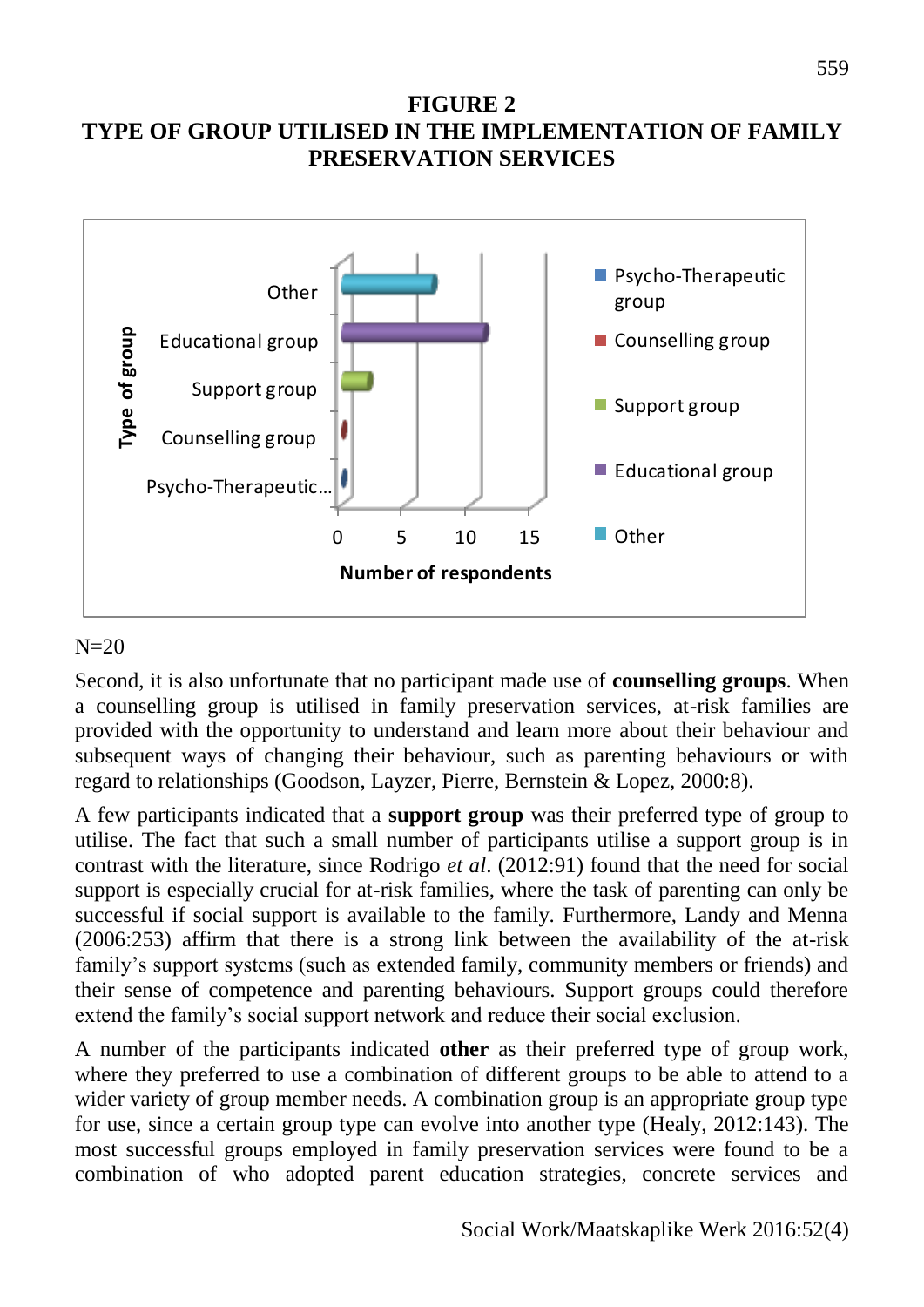**FIGURE 2**
**TYPE OF GROUP UTILISED IN THE IMPLEMENTATION OF FAMILY PRESERVATION SERVICES**

N=20

Second, it is also unfortunate that no participant made use of **counselling groups**. When a counselling group is utilised in family preservation services, at-risk families are provided with the opportunity to understand and learn more about their behaviour and subsequent ways of changing their behaviour, such as parenting behaviours or with regard to relationships (Goodson, Layzer, Pierre, Bernstein & Lopez, 2000:8).

A few participants indicated that a **support group** was their preferred type of group to utilise. The fact that such a small number of participants utilise a support group is in contrast with the literature, since Rodrigo *et al*. (2012:91) found that the need for social support is especially crucial for at-risk families, where the task of parenting can only be successful if social support is available to the family. Furthermore, Landy and Menna (2006:253) affirm that there is a strong link between the availability of the at-risk family's support systems (such as extended family, community members or friends) and their sense of competence and parenting behaviours. Support groups could therefore extend the family's social support network and reduce their social exclusion.

A number of the participants indicated **other** as their preferred type of group work, where they preferred to use a combination of different groups to be able to attend to a wider variety of group member needs. A combination group is an appropriate group type for use, since a certain group type can evolve into another type (Healy, 2012:143). The most successful groups employed in family preservation services were found to be a combination of who adopted parent education strategies, concrete services and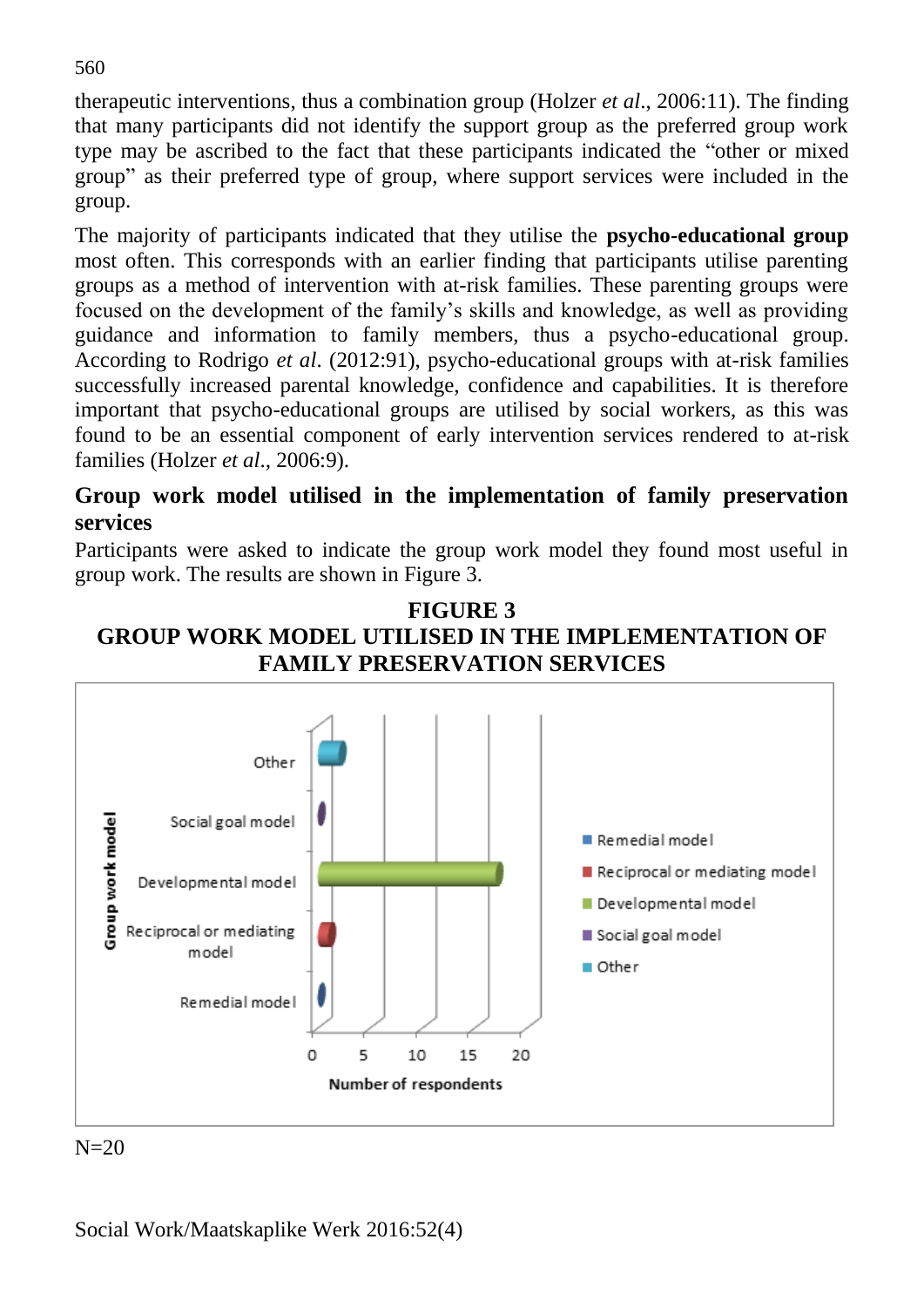therapeutic interventions, thus a combination group (Holzer *et al*., 2006:11). The finding that many participants did not identify the support group as the preferred group work type may be ascribed to the fact that these participants indicated the "other or mixed group" as their preferred type of group, where support services were included in the group.

The majority of participants indicated that they utilise the **psycho-educational group** most often. This corresponds with an earlier finding that participants utilise parenting groups as a method of intervention with at-risk families. These parenting groups were focused on the development of the family's skills and knowledge, as well as providing guidance and information to family members, thus a psycho-educational group. According to Rodrigo *et al*. (2012:91), psycho-educational groups with at-risk families successfully increased parental knowledge, confidence and capabilities. It is therefore important that psycho-educational groups are utilised by social workers, as this was found to be an essential component of early intervention services rendered to at-risk families (Holzer *et al*., 2006:9).

## Group work model utilised in the implementation of family preservation services

Participants were asked to indicate the group work model they found most useful in group work. The results are shown in Figure 3.

**FIGURE 3**
**GROUP WORK MODEL UTILISED IN THE IMPLEMENTATION OF FAMILY PRESERVATION SERVICES**

N=20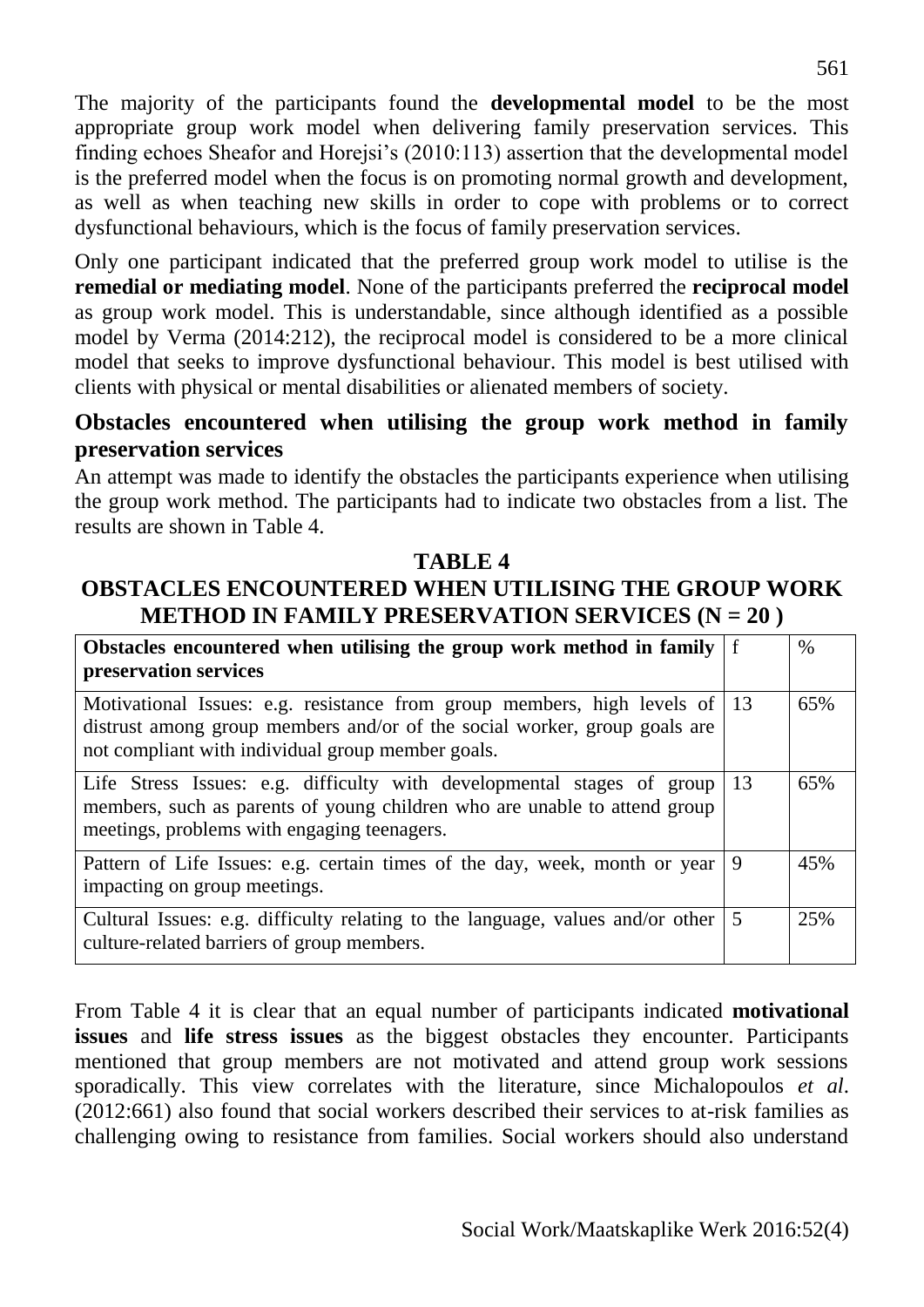The majority of the participants found the **developmental model** to be the most appropriate group work model when delivering family preservation services. This finding echoes Sheafor and Horejsi's (2010:113) assertion that the developmental model is the preferred model when the focus is on promoting normal growth and development, as well as when teaching new skills in order to cope with problems or to correct dysfunctional behaviours, which is the focus of family preservation services.

Only one participant indicated that the preferred group work model to utilise is the **remedial or mediating model**. None of the participants preferred the **reciprocal model** as group work model. This is understandable, since although identified as a possible model by Verma (2014:212), the reciprocal model is considered to be a more clinical model that seeks to improve dysfunctional behaviour. This model is best utilised with clients with physical or mental disabilities or alienated members of society.

## Obstacles encountered when utilising the group work method in family preservation services

An attempt was made to identify the obstacles the participants experience when utilising the group work method. The participants had to indicate two obstacles from a list. The results are shown in Table 4.

**TABLE 4**

**OBSTACLES ENCOUNTERED WHEN UTILISING THE GROUP WORK METHOD IN FAMILY PRESERVATION SERVICES (N = 20 )**

| Obstacles encountered when utilising the group work method in family preservation services | f | % |
|---|---|---|
| Motivational Issues: e.g. resistance from group members, high levels of distrust among group members and/or of the social worker, group goals are not compliant with individual group member goals. | 13 | 65% |
| Life Stress Issues: e.g. difficulty with developmental stages of group members, such as parents of young children who are unable to attend group meetings, problems with engaging teenagers. | 13 | 65% |
| Pattern of Life Issues: e.g. certain times of the day, week, month or year impacting on group meetings. | 9 | 45% |
| Cultural Issues: e.g. difficulty relating to the language, values and/or other culture-related barriers of group members. | 5 | 25% |

From Table 4 it is clear that an equal number of participants indicated **motivational issues** and **life stress issues** as the biggest obstacles they encounter. Participants mentioned that group members are not motivated and attend group work sessions sporadically. This view correlates with the literature, since Michalopoulos *et al.* (2012:661) also found that social workers described their services to at-risk families as challenging owing to resistance from families. Social workers should also understand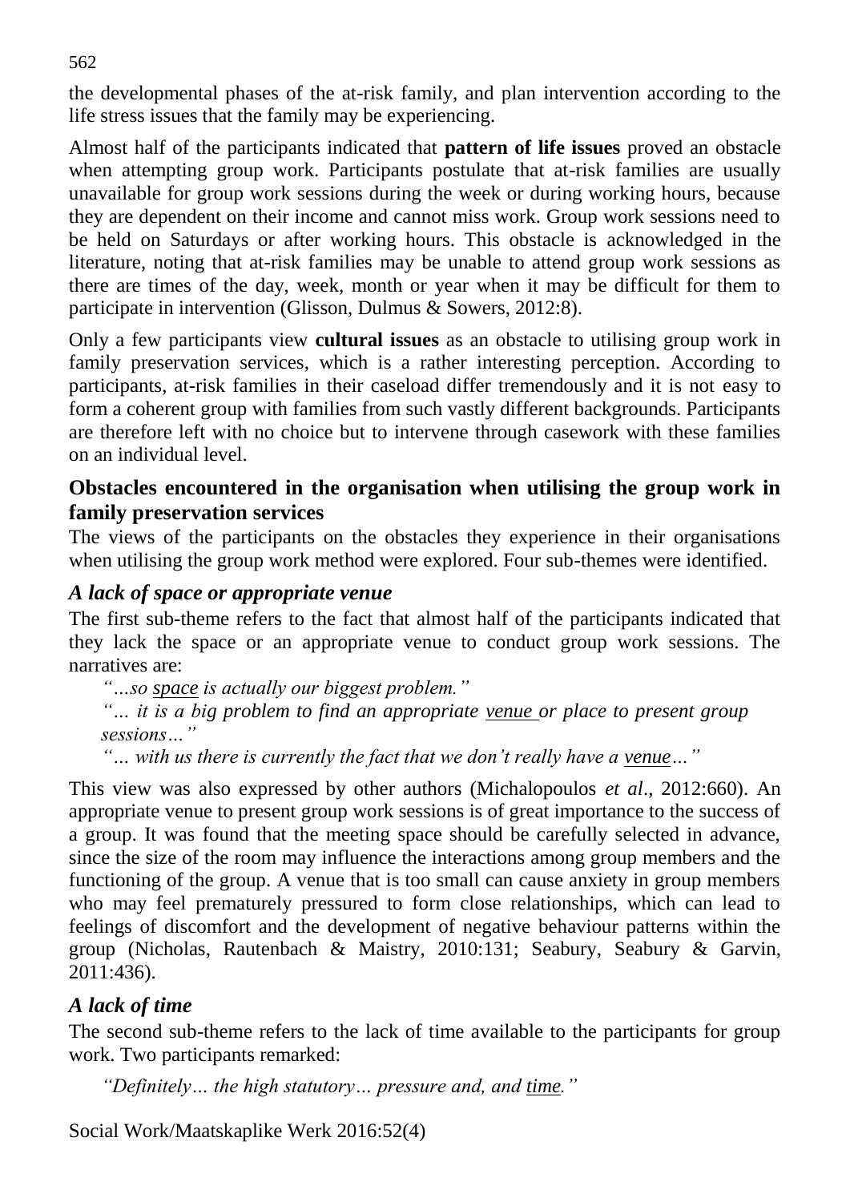the developmental phases of the at-risk family, and plan intervention according to the life stress issues that the family may be experiencing.

Almost half of the participants indicated that **pattern of life issues** proved an obstacle when attempting group work. Participants postulate that at-risk families are usually unavailable for group work sessions during the week or during working hours, because they are dependent on their income and cannot miss work. Group work sessions need to be held on Saturdays or after working hours. This obstacle is acknowledged in the literature, noting that at-risk families may be unable to attend group work sessions as there are times of the day, week, month or year when it may be difficult for them to participate in intervention (Glisson, Dulmus & Sowers, 2012:8).

Only a few participants view **cultural issues** as an obstacle to utilising group work in family preservation services, which is a rather interesting perception. According to participants, at-risk families in their caseload differ tremendously and it is not easy to form a coherent group with families from such vastly different backgrounds. Participants are therefore left with no choice but to intervene through casework with these families on an individual level.

### Obstacles encountered in the organisation when utilising the group work in family preservation services

The views of the participants on the obstacles they experience in their organisations when utilising the group work method were explored. Four sub-themes were identified.

#### *A lack of space or appropriate venue*

The first sub-theme refers to the fact that almost half of the participants indicated that they lack the space or an appropriate venue to conduct group work sessions. The narratives are:

> *"…so space is actually our biggest problem."*
>
> *"… it is a big problem to find an appropriate venue or place to present group sessions…"*
>
> *"… with us there is currently the fact that we don't really have a venue…"*

This view was also expressed by other authors (Michalopoulos *et al*., 2012:660). An appropriate venue to present group work sessions is of great importance to the success of a group. It was found that the meeting space should be carefully selected in advance, since the size of the room may influence the interactions among group members and the functioning of the group. A venue that is too small can cause anxiety in group members who may feel prematurely pressured to form close relationships, which can lead to feelings of discomfort and the development of negative behaviour patterns within the group (Nicholas, Rautenbach & Maistry, 2010:131; Seabury, Seabury & Garvin, 2011:436).

#### *A lack of time*

The second sub-theme refers to the lack of time available to the participants for group work. Two participants remarked:

> *"Definitely… the high statutory… pressure and, and time."*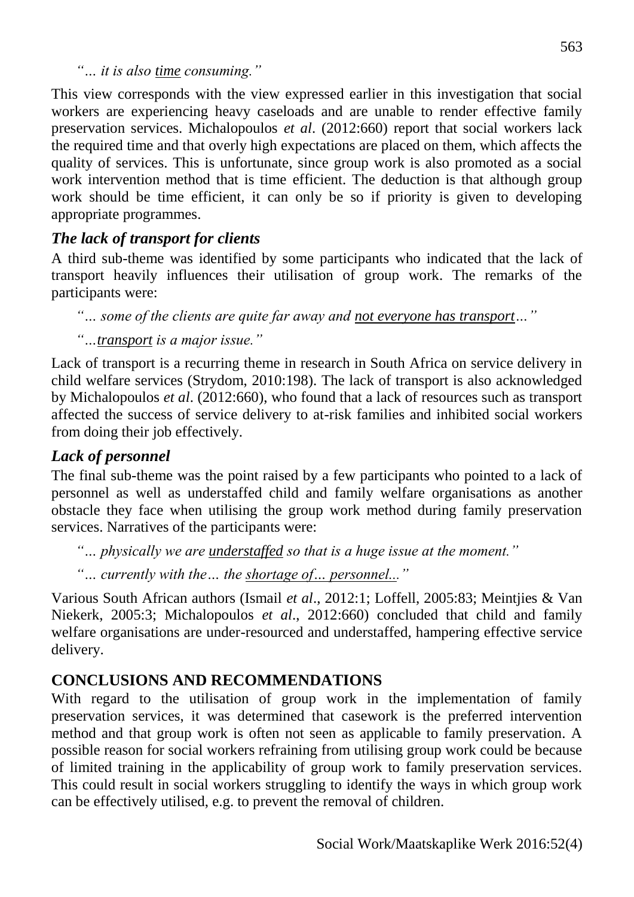*"… it is also* <u>*time*</u> *consuming."*

This view corresponds with the view expressed earlier in this investigation that social workers are experiencing heavy caseloads and are unable to render effective family preservation services. Michalopoulos *et al*. (2012:660) report that social workers lack the required time and that overly high expectations are placed on them, which affects the quality of services. This is unfortunate, since group work is also promoted as a social work intervention method that is time efficient. The deduction is that although group work should be time efficient, it can only be so if priority is given to developing appropriate programmes.

### *The lack of transport for clients*

A third sub-theme was identified by some participants who indicated that the lack of transport heavily influences their utilisation of group work. The remarks of the participants were:

*"… some of the clients are quite far away and* <u>*not everyone has transport*</u>*…"*

*"…*<u>*transport*</u> *is a major issue."*

Lack of transport is a recurring theme in research in South Africa on service delivery in child welfare services (Strydom, 2010:198). The lack of transport is also acknowledged by Michalopoulos *et al*. (2012:660), who found that a lack of resources such as transport affected the success of service delivery to at-risk families and inhibited social workers from doing their job effectively.

### *Lack of personnel*

The final sub-theme was the point raised by a few participants who pointed to a lack of personnel as well as understaffed child and family welfare organisations as another obstacle they face when utilising the group work method during family preservation services. Narratives of the participants were:

*"… physically we are* <u>*understaffed*</u> *so that is a huge issue at the moment."*

*"… currently with the… the* <u>*shortage of… personnel...*</u>*"*

Various South African authors (Ismail *et al*., 2012:1; Loffell, 2005:83; Meintjies & Van Niekerk, 2005:3; Michalopoulos *et al*., 2012:660) concluded that child and family welfare organisations are under-resourced and understaffed, hampering effective service delivery.

## CONCLUSIONS AND RECOMMENDATIONS

With regard to the utilisation of group work in the implementation of family preservation services, it was determined that casework is the preferred intervention method and that group work is often not seen as applicable to family preservation. A possible reason for social workers refraining from utilising group work could be because of limited training in the applicability of group work to family preservation services. This could result in social workers struggling to identify the ways in which group work can be effectively utilised, e.g. to prevent the removal of children.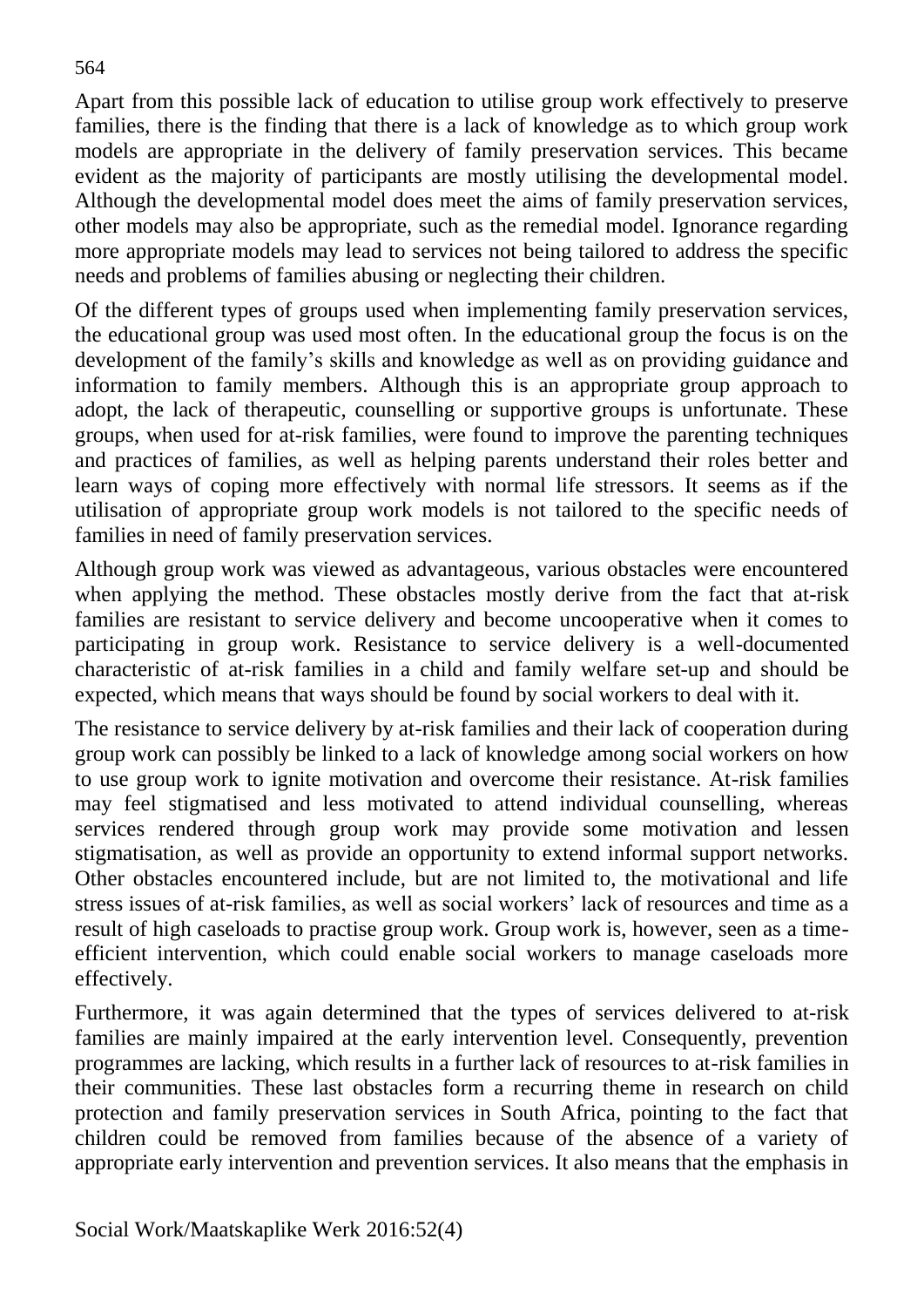Apart from this possible lack of education to utilise group work effectively to preserve families, there is the finding that there is a lack of knowledge as to which group work models are appropriate in the delivery of family preservation services. This became evident as the majority of participants are mostly utilising the developmental model. Although the developmental model does meet the aims of family preservation services, other models may also be appropriate, such as the remedial model. Ignorance regarding more appropriate models may lead to services not being tailored to address the specific needs and problems of families abusing or neglecting their children.

Of the different types of groups used when implementing family preservation services, the educational group was used most often. In the educational group the focus is on the development of the family's skills and knowledge as well as on providing guidance and information to family members. Although this is an appropriate group approach to adopt, the lack of therapeutic, counselling or supportive groups is unfortunate. These groups, when used for at-risk families, were found to improve the parenting techniques and practices of families, as well as helping parents understand their roles better and learn ways of coping more effectively with normal life stressors. It seems as if the utilisation of appropriate group work models is not tailored to the specific needs of families in need of family preservation services.

Although group work was viewed as advantageous, various obstacles were encountered when applying the method. These obstacles mostly derive from the fact that at-risk families are resistant to service delivery and become uncooperative when it comes to participating in group work. Resistance to service delivery is a well-documented characteristic of at-risk families in a child and family welfare set-up and should be expected, which means that ways should be found by social workers to deal with it.

The resistance to service delivery by at-risk families and their lack of cooperation during group work can possibly be linked to a lack of knowledge among social workers on how to use group work to ignite motivation and overcome their resistance. At-risk families may feel stigmatised and less motivated to attend individual counselling, whereas services rendered through group work may provide some motivation and lessen stigmatisation, as well as provide an opportunity to extend informal support networks. Other obstacles encountered include, but are not limited to, the motivational and life stress issues of at-risk families, as well as social workers' lack of resources and time as a result of high caseloads to practise group work. Group work is, however, seen as a time-efficient intervention, which could enable social workers to manage caseloads more effectively.

Furthermore, it was again determined that the types of services delivered to at-risk families are mainly impaired at the early intervention level. Consequently, prevention programmes are lacking, which results in a further lack of resources to at-risk families in their communities. These last obstacles form a recurring theme in research on child protection and family preservation services in South Africa, pointing to the fact that children could be removed from families because of the absence of a variety of appropriate early intervention and prevention services. It also means that the emphasis in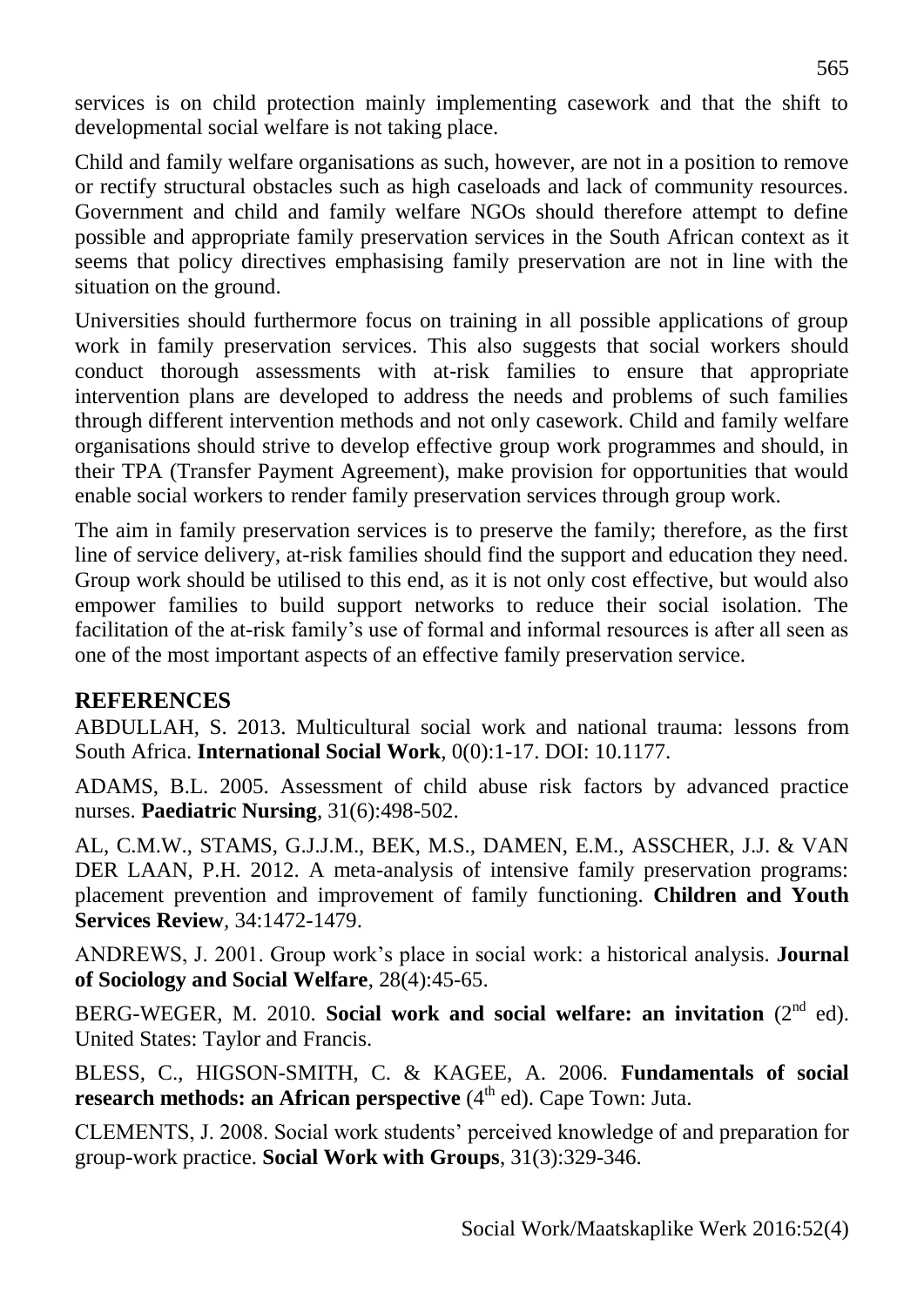services is on child protection mainly implementing casework and that the shift to developmental social welfare is not taking place.

Child and family welfare organisations as such, however, are not in a position to remove or rectify structural obstacles such as high caseloads and lack of community resources. Government and child and family welfare NGOs should therefore attempt to define possible and appropriate family preservation services in the South African context as it seems that policy directives emphasising family preservation are not in line with the situation on the ground.

Universities should furthermore focus on training in all possible applications of group work in family preservation services. This also suggests that social workers should conduct thorough assessments with at-risk families to ensure that appropriate intervention plans are developed to address the needs and problems of such families through different intervention methods and not only casework. Child and family welfare organisations should strive to develop effective group work programmes and should, in their TPA (Transfer Payment Agreement), make provision for opportunities that would enable social workers to render family preservation services through group work.

The aim in family preservation services is to preserve the family; therefore, as the first line of service delivery, at-risk families should find the support and education they need. Group work should be utilised to this end, as it is not only cost effective, but would also empower families to build support networks to reduce their social isolation. The facilitation of the at-risk family's use of formal and informal resources is after all seen as one of the most important aspects of an effective family preservation service.

## REFERENCES

ABDULLAH, S. 2013. Multicultural social work and national trauma: lessons from South Africa. **International Social Work**, 0(0):1-17. DOI: 10.1177.

ADAMS, B.L. 2005. Assessment of child abuse risk factors by advanced practice nurses. **Paediatric Nursing**, 31(6):498-502.

AL, C.M.W., STAMS, G.J.J.M., BEK, M.S., DAMEN, E.M., ASSCHER, J.J. & VAN DER LAAN, P.H. 2012. A meta-analysis of intensive family preservation programs: placement prevention and improvement of family functioning. **Children and Youth Services Review**, 34:1472-1479.

ANDREWS, J. 2001. Group work's place in social work: a historical analysis. **Journal of Sociology and Social Welfare**, 28(4):45-65.

BERG-WEGER, M. 2010. **Social work and social welfare: an invitation** (2nd ed). United States: Taylor and Francis.

BLESS, C., HIGSON-SMITH, C. & KAGEE, A. 2006. **Fundamentals of social research methods: an African perspective** (4th ed). Cape Town: Juta.

CLEMENTS, J. 2008. Social work students' perceived knowledge of and preparation for group-work practice. **Social Work with Groups**, 31(3):329-346.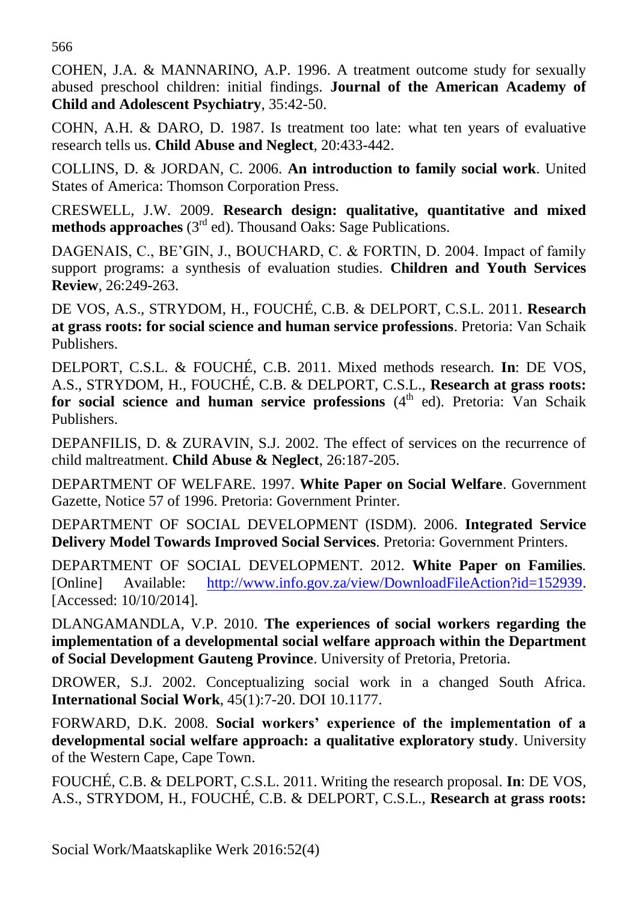COHEN, J.A. & MANNARINO, A.P. 1996. A treatment outcome study for sexually abused preschool children: initial findings. **Journal of the American Academy of Child and Adolescent Psychiatry**, 35:42-50.

COHN, A.H. & DARO, D. 1987. Is treatment too late: what ten years of evaluative research tells us. **Child Abuse and Neglect**, 20:433-442.

COLLINS, D. & JORDAN, C. 2006. **An introduction to family social work**. United States of America: Thomson Corporation Press.

CRESWELL, J.W. 2009. **Research design: qualitative, quantitative and mixed methods approaches** (3rd ed). Thousand Oaks: Sage Publications.

DAGENAIS, C., BE'GIN, J., BOUCHARD, C. & FORTIN, D. 2004. Impact of family support programs: a synthesis of evaluation studies. **Children and Youth Services Review**, 26:249-263.

DE VOS, A.S., STRYDOM, H., FOUCHÉ, C.B. & DELPORT, C.S.L. 2011. **Research at grass roots: for social science and human service professions**. Pretoria: Van Schaik Publishers.

DELPORT, C.S.L. & FOUCHÉ, C.B. 2011. Mixed methods research. **In**: DE VOS, A.S., STRYDOM, H., FOUCHÉ, C.B. & DELPORT, C.S.L., **Research at grass roots: for social science and human service professions** (4th ed). Pretoria: Van Schaik Publishers.

DEPANFILIS, D. & ZURAVIN, S.J. 2002. The effect of services on the recurrence of child maltreatment. **Child Abuse & Neglect**, 26:187-205.

DEPARTMENT OF WELFARE. 1997. **White Paper on Social Welfare**. Government Gazette, Notice 57 of 1996. Pretoria: Government Printer.

DEPARTMENT OF SOCIAL DEVELOPMENT (ISDM). 2006. **Integrated Service Delivery Model Towards Improved Social Services**. Pretoria: Government Printers.

DEPARTMENT OF SOCIAL DEVELOPMENT. 2012. **White Paper on Families**. [Online] Available: http://www.info.gov.za/view/DownloadFileAction?id=152939. [Accessed: 10/10/2014].

DLANGAMANDLA, V.P. 2010. **The experiences of social workers regarding the implementation of a developmental social welfare approach within the Department of Social Development Gauteng Province**. University of Pretoria, Pretoria.

DROWER, S.J. 2002. Conceptualizing social work in a changed South Africa. **International Social Work**, 45(1):7-20. DOI 10.1177.

FORWARD, D.K. 2008. **Social workers' experience of the implementation of a developmental social welfare approach: a qualitative exploratory study**. University of the Western Cape, Cape Town.

FOUCHÉ, C.B. & DELPORT, C.S.L. 2011. Writing the research proposal. **In**: DE VOS, A.S., STRYDOM, H., FOUCHÉ, C.B. & DELPORT, C.S.L., **Research at grass roots:**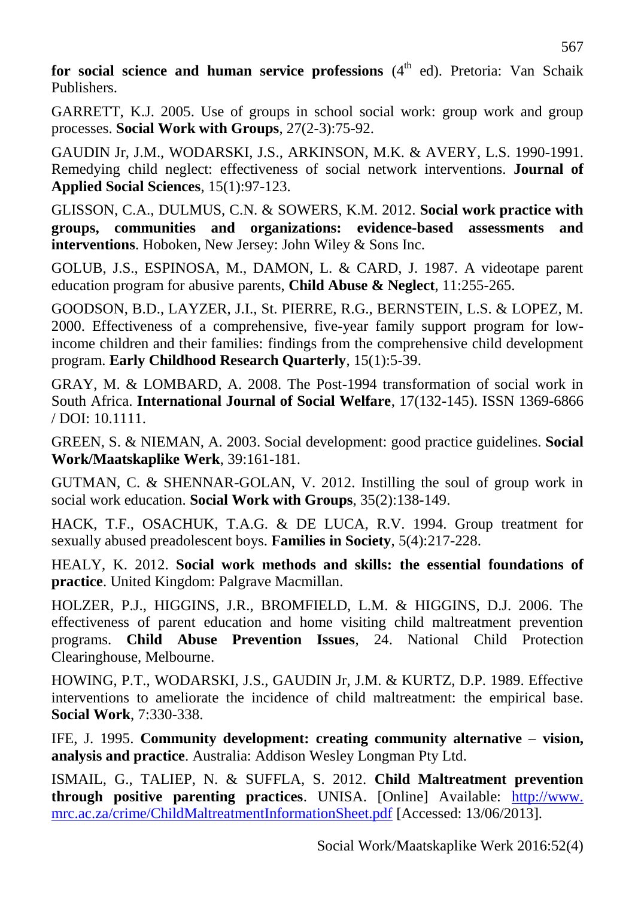**for social science and human service professions** (4th ed). Pretoria: Van Schaik Publishers.

GARRETT, K.J. 2005. Use of groups in school social work: group work and group processes. **Social Work with Groups**, 27(2-3):75-92.

GAUDIN Jr, J.M., WODARSKI, J.S., ARKINSON, M.K. & AVERY, L.S. 1990-1991. Remedying child neglect: effectiveness of social network interventions. **Journal of Applied Social Sciences**, 15(1):97-123.

GLISSON, C.A., DULMUS, C.N. & SOWERS, K.M. 2012. **Social work practice with groups, communities and organizations: evidence-based assessments and interventions**. Hoboken, New Jersey: John Wiley & Sons Inc.

GOLUB, J.S., ESPINOSA, M., DAMON, L. & CARD, J. 1987. A videotape parent education program for abusive parents, **Child Abuse & Neglect**, 11:255-265.

GOODSON, B.D., LAYZER, J.I., St. PIERRE, R.G., BERNSTEIN, L.S. & LOPEZ, M. 2000. Effectiveness of a comprehensive, five-year family support program for low-income children and their families: findings from the comprehensive child development program. **Early Childhood Research Quarterly**, 15(1):5-39.

GRAY, M. & LOMBARD, A. 2008. The Post-1994 transformation of social work in South Africa. **International Journal of Social Welfare**, 17(132-145). ISSN 1369-6866 / DOI: 10.1111.

GREEN, S. & NIEMAN, A. 2003. Social development: good practice guidelines. **Social Work/Maatskaplike Werk**, 39:161-181.

GUTMAN, C. & SHENNAR-GOLAN, V. 2012. Instilling the soul of group work in social work education. **Social Work with Groups**, 35(2):138-149.

HACK, T.F., OSACHUK, T.A.G. & DE LUCA, R.V. 1994. Group treatment for sexually abused preadolescent boys. **Families in Society**, 5(4):217-228.

HEALY, K. 2012. **Social work methods and skills: the essential foundations of practice**. United Kingdom: Palgrave Macmillan.

HOLZER, P.J., HIGGINS, J.R., BROMFIELD, L.M. & HIGGINS, D.J. 2006. The effectiveness of parent education and home visiting child maltreatment prevention programs. **Child Abuse Prevention Issues**, 24. National Child Protection Clearinghouse, Melbourne.

HOWING, P.T., WODARSKI, J.S., GAUDIN Jr, J.M. & KURTZ, D.P. 1989. Effective interventions to ameliorate the incidence of child maltreatment: the empirical base. **Social Work**, 7:330-338.

IFE, J. 1995. **Community development: creating community alternative – vision, analysis and practice**. Australia: Addison Wesley Longman Pty Ltd.

ISMAIL, G., TALIEP, N. & SUFFLA, S. 2012. **Child Maltreatment prevention through positive parenting practices**. UNISA. [Online] Available: http://www.mrc.ac.za/crime/ChildMaltreatmentInformationSheet.pdf [Accessed: 13/06/2013].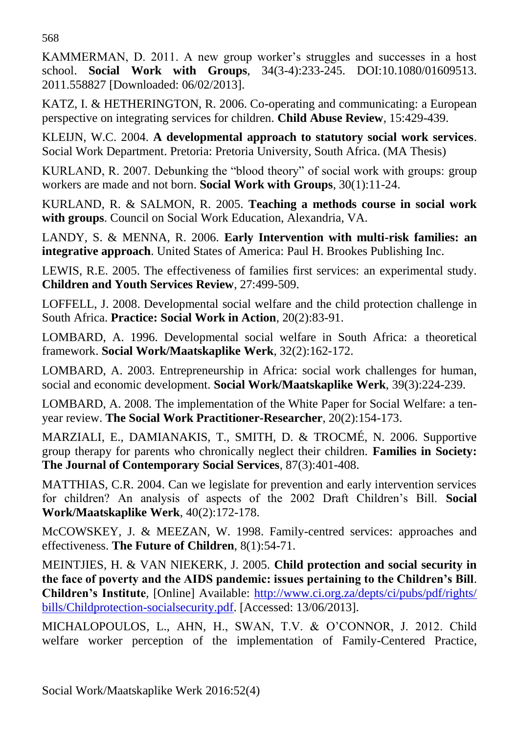KAMMERMAN, D. 2011. A new group worker's struggles and successes in a host school. **Social Work with Groups**, 34(3-4):233-245. DOI:10.1080/01609513. 2011.558827 [Downloaded: 06/02/2013].

KATZ, I. & HETHERINGTON, R. 2006. Co-operating and communicating: a European perspective on integrating services for children. **Child Abuse Review**, 15:429-439.

KLEIJN, W.C. 2004. **A developmental approach to statutory social work services**. Social Work Department. Pretoria: Pretoria University, South Africa. (MA Thesis)

KURLAND, R. 2007. Debunking the "blood theory" of social work with groups: group workers are made and not born. **Social Work with Groups**, 30(1):11-24.

KURLAND, R. & SALMON, R. 2005. **Teaching a methods course in social work with groups**. Council on Social Work Education, Alexandria, VA.

LANDY, S. & MENNA, R. 2006. **Early Intervention with multi-risk families: an integrative approach**. United States of America: Paul H. Brookes Publishing Inc.

LEWIS, R.E. 2005. The effectiveness of families first services: an experimental study. **Children and Youth Services Review**, 27:499-509.

LOFFELL, J. 2008. Developmental social welfare and the child protection challenge in South Africa. **Practice: Social Work in Action**, 20(2):83-91.

LOMBARD, A. 1996. Developmental social welfare in South Africa: a theoretical framework. **Social Work/Maatskaplike Werk**, 32(2):162-172.

LOMBARD, A. 2003. Entrepreneurship in Africa: social work challenges for human, social and economic development. **Social Work/Maatskaplike Werk**, 39(3):224-239.

LOMBARD, A. 2008. The implementation of the White Paper for Social Welfare: a ten-year review. **The Social Work Practitioner-Researcher**, 20(2):154-173.

MARZIALI, E., DAMIANAKIS, T., SMITH, D. & TROCMÉ, N. 2006. Supportive group therapy for parents who chronically neglect their children. **Families in Society: The Journal of Contemporary Social Services**, 87(3):401-408.

MATTHIAS, C.R. 2004. Can we legislate for prevention and early intervention services for children? An analysis of aspects of the 2002 Draft Children's Bill. **Social Work/Maatskaplike Werk**, 40(2):172-178.

McCOWSKEY, J. & MEEZAN, W. 1998. Family-centred services: approaches and effectiveness. **The Future of Children**, 8(1):54-71.

MEINTJIES, H. & VAN NIEKERK, J. 2005. **Child protection and social security in the face of poverty and the AIDS pandemic: issues pertaining to the Children's Bill**. **Children's Institute**, [Online] Available: http://www.ci.org.za/depts/ci/pubs/pdf/rights/bills/Childprotection-socialsecurity.pdf. [Accessed: 13/06/2013].

MICHALOPOULOS, L., AHN, H., SWAN, T.V. & O'CONNOR, J. 2012. Child welfare worker perception of the implementation of Family-Centered Practice,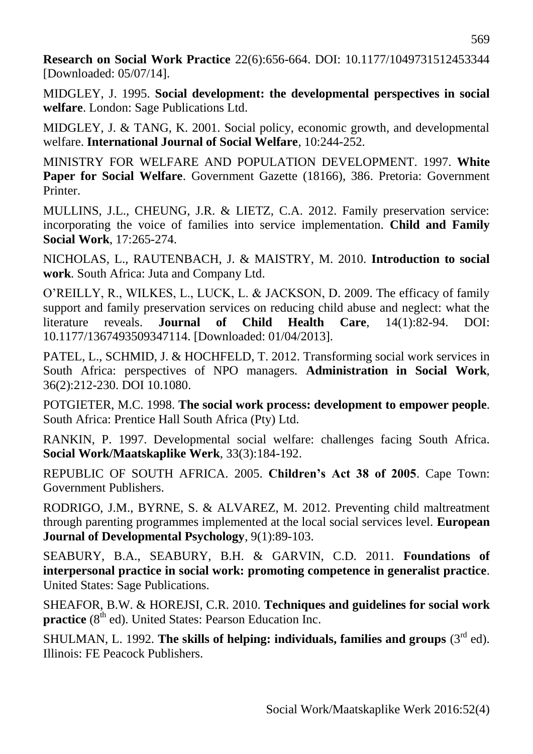**Research on Social Work Practice** 22(6):656-664. DOI: 10.1177/1049731512453344 [Downloaded: 05/07/14].

MIDGLEY, J. 1995. **Social development: the developmental perspectives in social welfare**. London: Sage Publications Ltd.

MIDGLEY, J. & TANG, K. 2001. Social policy, economic growth, and developmental welfare. **International Journal of Social Welfare**, 10:244-252.

MINISTRY FOR WELFARE AND POPULATION DEVELOPMENT. 1997. **White Paper for Social Welfare**. Government Gazette (18166), 386. Pretoria: Government Printer.

MULLINS, J.L., CHEUNG, J.R. & LIETZ, C.A. 2012. Family preservation service: incorporating the voice of families into service implementation. **Child and Family Social Work**, 17:265-274.

NICHOLAS, L., RAUTENBACH, J. & MAISTRY, M. 2010. **Introduction to social work**. South Africa: Juta and Company Ltd.

O'REILLY, R., WILKES, L., LUCK, L. & JACKSON, D. 2009. The efficacy of family support and family preservation services on reducing child abuse and neglect: what the literature reveals. **Journal of Child Health Care**, 14(1):82-94. DOI: 10.1177/1367493509347114. [Downloaded: 01/04/2013].

PATEL, L., SCHMID, J. & HOCHFELD, T. 2012. Transforming social work services in South Africa: perspectives of NPO managers. **Administration in Social Work**, 36(2):212-230. DOI 10.1080.

POTGIETER, M.C. 1998. **The social work process: development to empower people**. South Africa: Prentice Hall South Africa (Pty) Ltd.

RANKIN, P. 1997. Developmental social welfare: challenges facing South Africa. **Social Work/Maatskaplike Werk**, 33(3):184-192.

REPUBLIC OF SOUTH AFRICA. 2005. **Children's Act 38 of 2005**. Cape Town: Government Publishers.

RODRIGO, J.M., BYRNE, S. & ALVAREZ, M. 2012. Preventing child maltreatment through parenting programmes implemented at the local social services level. **European Journal of Developmental Psychology**, 9(1):89-103.

SEABURY, B.A., SEABURY, B.H. & GARVIN, C.D. 2011. **Foundations of interpersonal practice in social work: promoting competence in generalist practice**. United States: Sage Publications.

SHEAFOR, B.W. & HOREJSI, C.R. 2010. **Techniques and guidelines for social work practice** (8th ed). United States: Pearson Education Inc.

SHULMAN, L. 1992. **The skills of helping: individuals, families and groups** (3rd ed). Illinois: FE Peacock Publishers.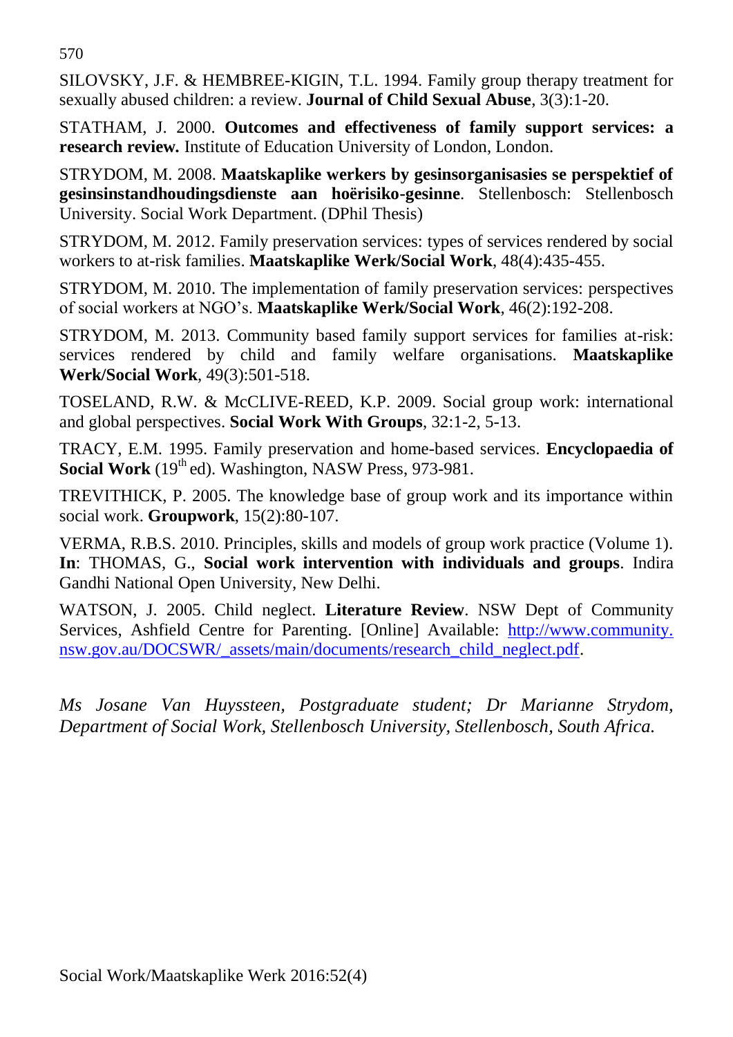SILOVSKY, J.F. & HEMBREE-KIGIN, T.L. 1994. Family group therapy treatment for sexually abused children: a review. **Journal of Child Sexual Abuse**, 3(3):1-20.

STATHAM, J. 2000. **Outcomes and effectiveness of family support services: a research review.** Institute of Education University of London, London.

STRYDOM, M. 2008. **Maatskaplike werkers by gesinsorganisasies se perspektief of gesinsinstandhoudingsdienste aan hoërisiko-gesinne**. Stellenbosch: Stellenbosch University. Social Work Department. (DPhil Thesis)

STRYDOM, M. 2012. Family preservation services: types of services rendered by social workers to at-risk families. **Maatskaplike Werk/Social Work**, 48(4):435-455.

STRYDOM, M. 2010. The implementation of family preservation services: perspectives of social workers at NGO's. **Maatskaplike Werk/Social Work**, 46(2):192-208.

STRYDOM, M. 2013. Community based family support services for families at-risk: services rendered by child and family welfare organisations. **Maatskaplike Werk/Social Work**, 49(3):501-518.

TOSELAND, R.W. & McCLIVE-REED, K.P. 2009. Social group work: international and global perspectives. **Social Work With Groups**, 32:1-2, 5-13.

TRACY, E.M. 1995. Family preservation and home-based services. **Encyclopaedia of Social Work** (19th ed). Washington, NASW Press, 973-981.

TREVITHICK, P. 2005. The knowledge base of group work and its importance within social work. **Groupwork**, 15(2):80-107.

VERMA, R.B.S. 2010. Principles, skills and models of group work practice (Volume 1). **In**: THOMAS, G., **Social work intervention with individuals and groups**. Indira Gandhi National Open University, New Delhi.

WATSON, J. 2005. Child neglect. **Literature Review**. NSW Dept of Community Services, Ashfield Centre for Parenting. [Online] Available: http://www.community.nsw.gov.au/DOCSWR/_assets/main/documents/research_child_neglect.pdf.

*Ms Josane Van Huyssteen, Postgraduate student; Dr Marianne Strydom, Department of Social Work, Stellenbosch University, Stellenbosch, South Africa.*